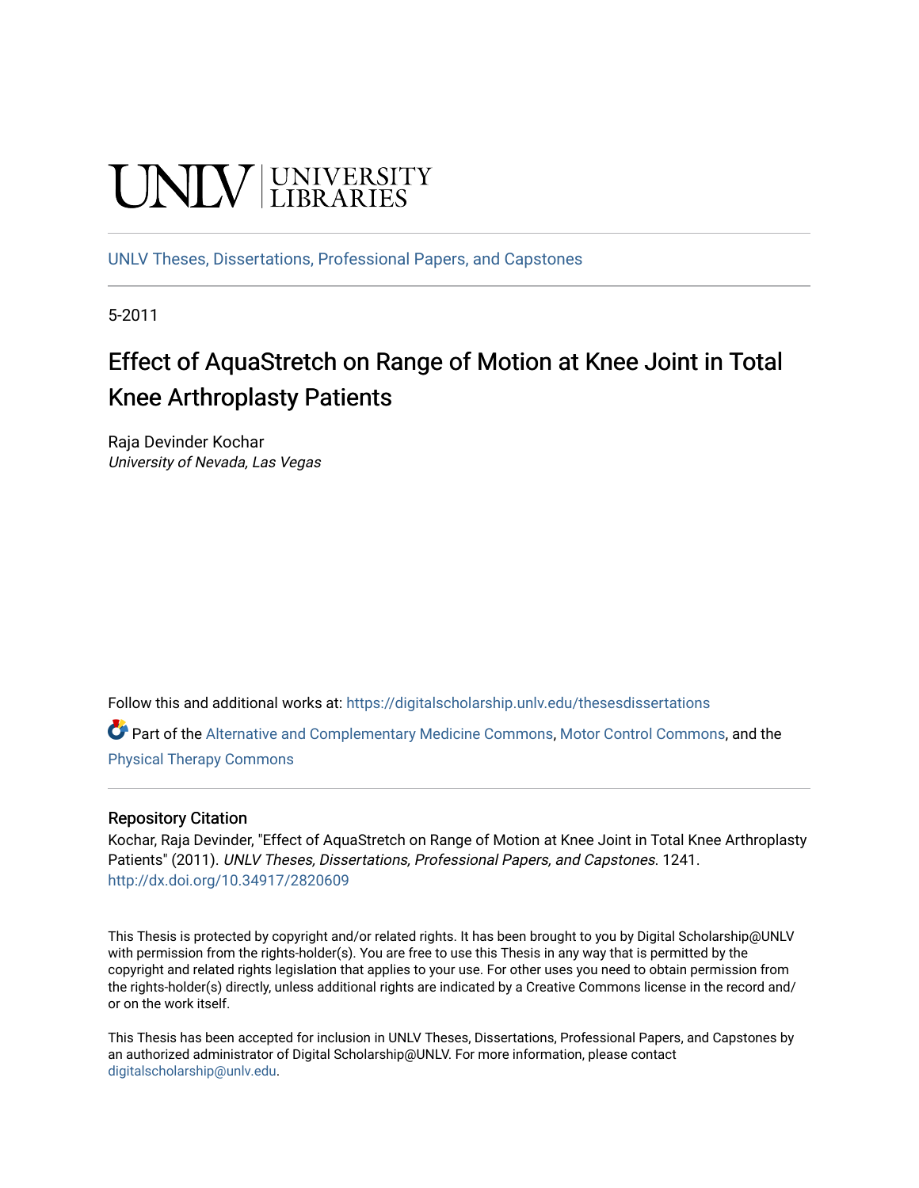UNLV | UNIVERSITY LIBRARIES

UNLV Theses, Dissertations, Professional Papers, and Capstones

5-2011

# Effect of AquaStretch on Range of Motion at Knee Joint in Total Knee Arthroplasty Patients

Raja Devinder Kochar
*University of Nevada, Las Vegas*

Follow this and additional works at: https://digitalscholarship.unlv.edu/thesesdissertations

Part of the Alternative and Complementary Medicine Commons, Motor Control Commons, and the Physical Therapy Commons

### Repository Citation

Kochar, Raja Devinder, "Effect of AquaStretch on Range of Motion at Knee Joint in Total Knee Arthroplasty Patients" (2011). *UNLV Theses, Dissertations, Professional Papers, and Capstones*. 1241.
http://dx.doi.org/10.34917/2820609

This Thesis is protected by copyright and/or related rights. It has been brought to you by Digital Scholarship@UNLV with permission from the rights-holder(s). You are free to use this Thesis in any way that is permitted by the copyright and related rights legislation that applies to your use. For other uses you need to obtain permission from the rights-holder(s) directly, unless additional rights are indicated by a Creative Commons license in the record and/or on the work itself.

This Thesis has been accepted for inclusion in UNLV Theses, Dissertations, Professional Papers, and Capstones by an authorized administrator of Digital Scholarship@UNLV. For more information, please contact digitalscholarship@unlv.edu.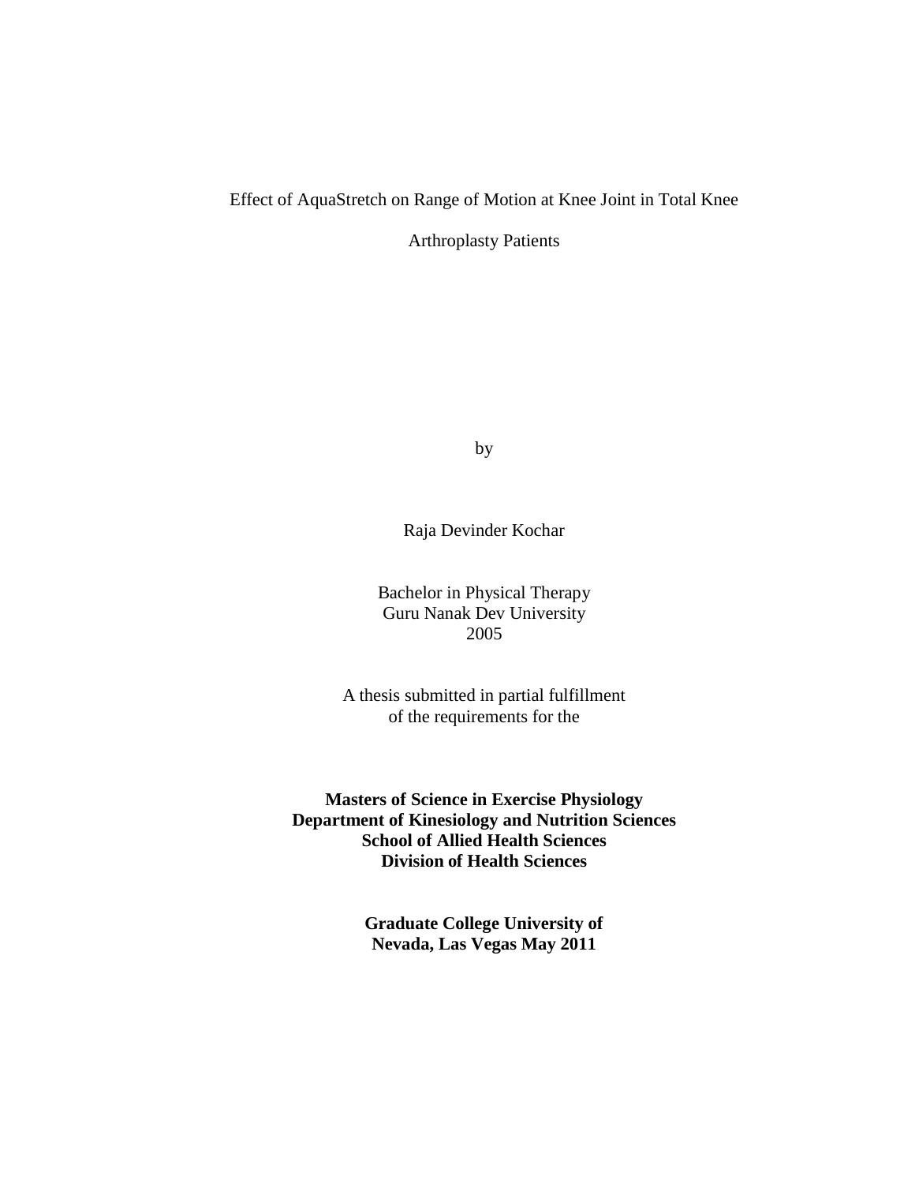Effect of AquaStretch on Range of Motion at Knee Joint in Total Knee

Arthroplasty Patients

by

Raja Devinder Kochar

Bachelor in Physical Therapy
Guru Nanak Dev University
2005

A thesis submitted in partial fulfillment
of the requirements for the

**Masters of Science in Exercise Physiology**
**Department of Kinesiology and Nutrition Sciences**
**School of Allied Health Sciences**
**Division of Health Sciences**

**Graduate College University of**
**Nevada, Las Vegas May 2011**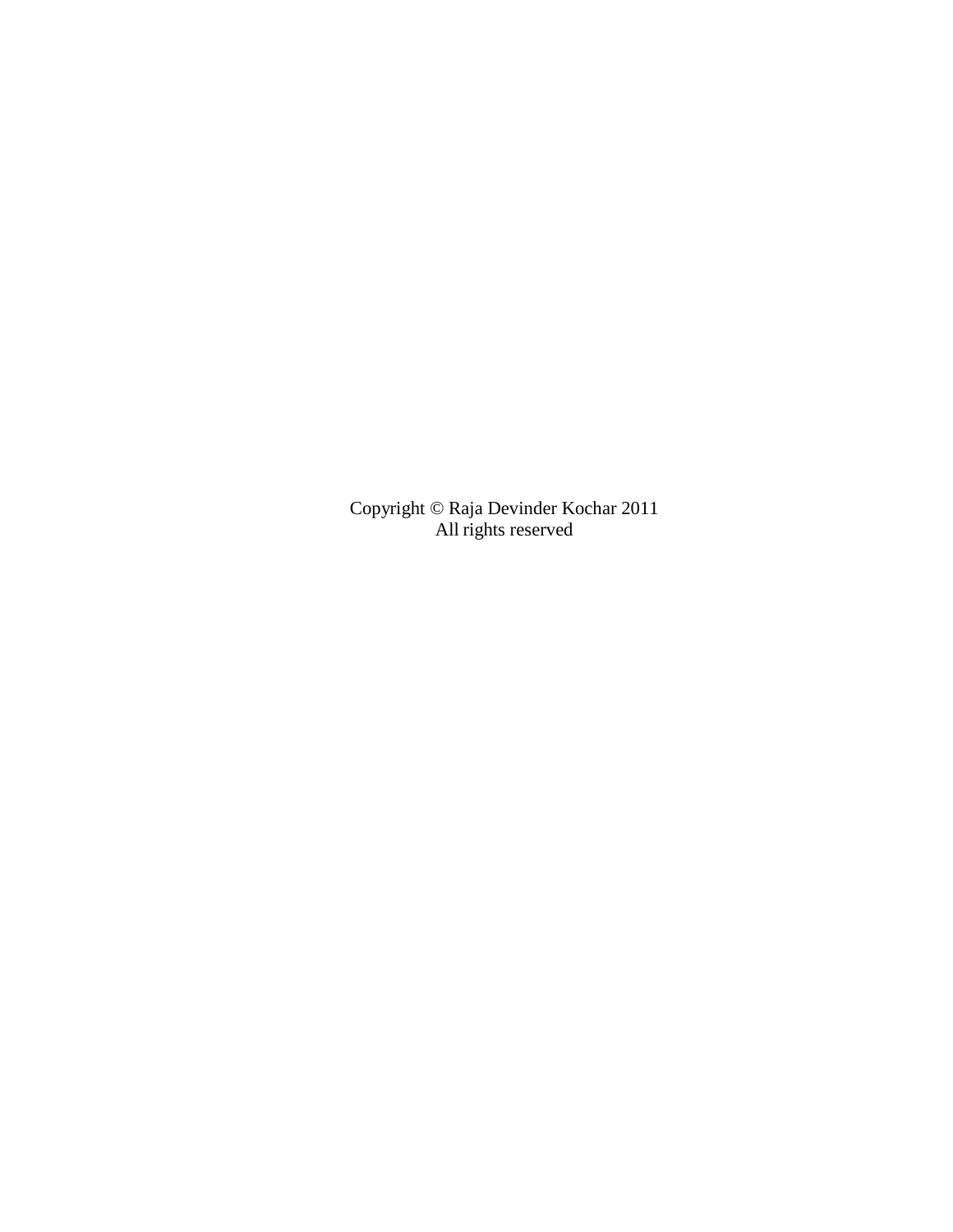Copyright © Raja Devinder Kochar 2011
All rights reserved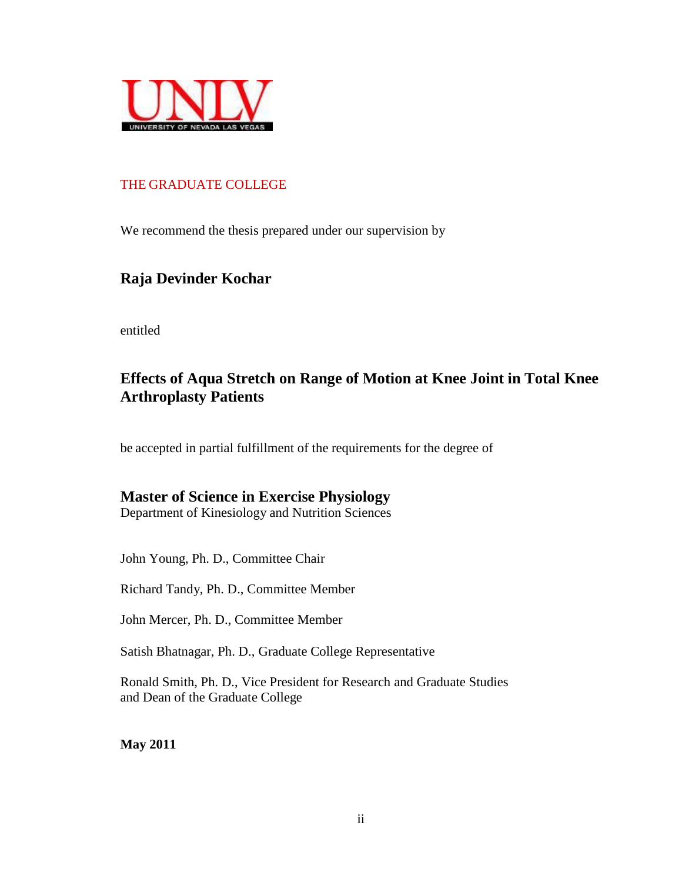UNLV
UNIVERSITY OF NEVADA LAS VEGAS

THE GRADUATE COLLEGE

We recommend the thesis prepared under our supervision by

**Raja Devinder Kochar**

entitled

**Effects of Aqua Stretch on Range of Motion at Knee Joint in Total Knee Arthroplasty Patients**

be accepted in partial fulfillment of the requirements for the degree of

**Master of Science in Exercise Physiology**
Department of Kinesiology and Nutrition Sciences

John Young, Ph. D., Committee Chair

Richard Tandy, Ph. D., Committee Member

John Mercer, Ph. D., Committee Member

Satish Bhatnagar, Ph. D., Graduate College Representative

Ronald Smith, Ph. D., Vice President for Research and Graduate Studies and Dean of the Graduate College

**May 2011**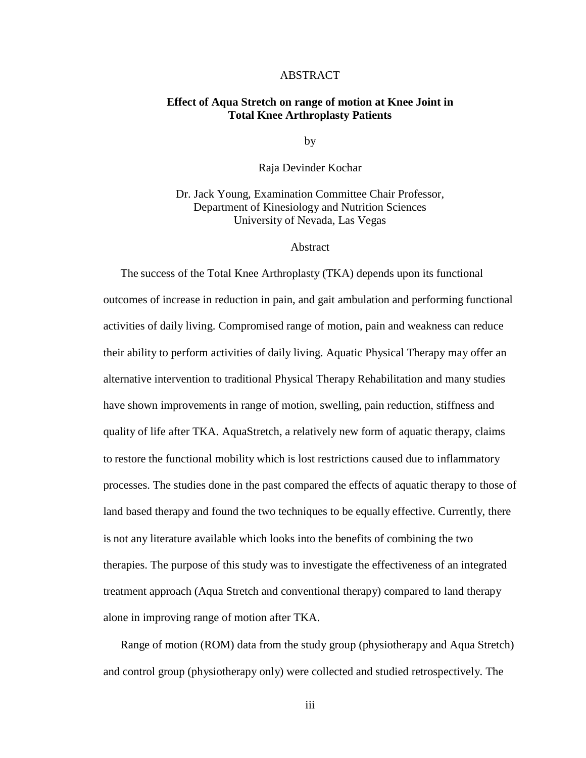# ABSTRACT

## Effect of Aqua Stretch on range of motion at Knee Joint in Total Knee Arthroplasty Patients

by

Raja Devinder Kochar

Dr. Jack Young, Examination Committee Chair Professor,
Department of Kinesiology and Nutrition Sciences
University of Nevada, Las Vegas

### Abstract

The success of the Total Knee Arthroplasty (TKA) depends upon its functional outcomes of increase in reduction in pain, and gait ambulation and performing functional activities of daily living. Compromised range of motion, pain and weakness can reduce their ability to perform activities of daily living. Aquatic Physical Therapy may offer an alternative intervention to traditional Physical Therapy Rehabilitation and many studies have shown improvements in range of motion, swelling, pain reduction, stiffness and quality of life after TKA. AquaStretch, a relatively new form of aquatic therapy, claims to restore the functional mobility which is lost restrictions caused due to inflammatory processes. The studies done in the past compared the effects of aquatic therapy to those of land based therapy and found the two techniques to be equally effective. Currently, there is not any literature available which looks into the benefits of combining the two therapies. The purpose of this study was to investigate the effectiveness of an integrated treatment approach (Aqua Stretch and conventional therapy) compared to land therapy alone in improving range of motion after TKA.

Range of motion (ROM) data from the study group (physiotherapy and Aqua Stretch) and control group (physiotherapy only) were collected and studied retrospectively. The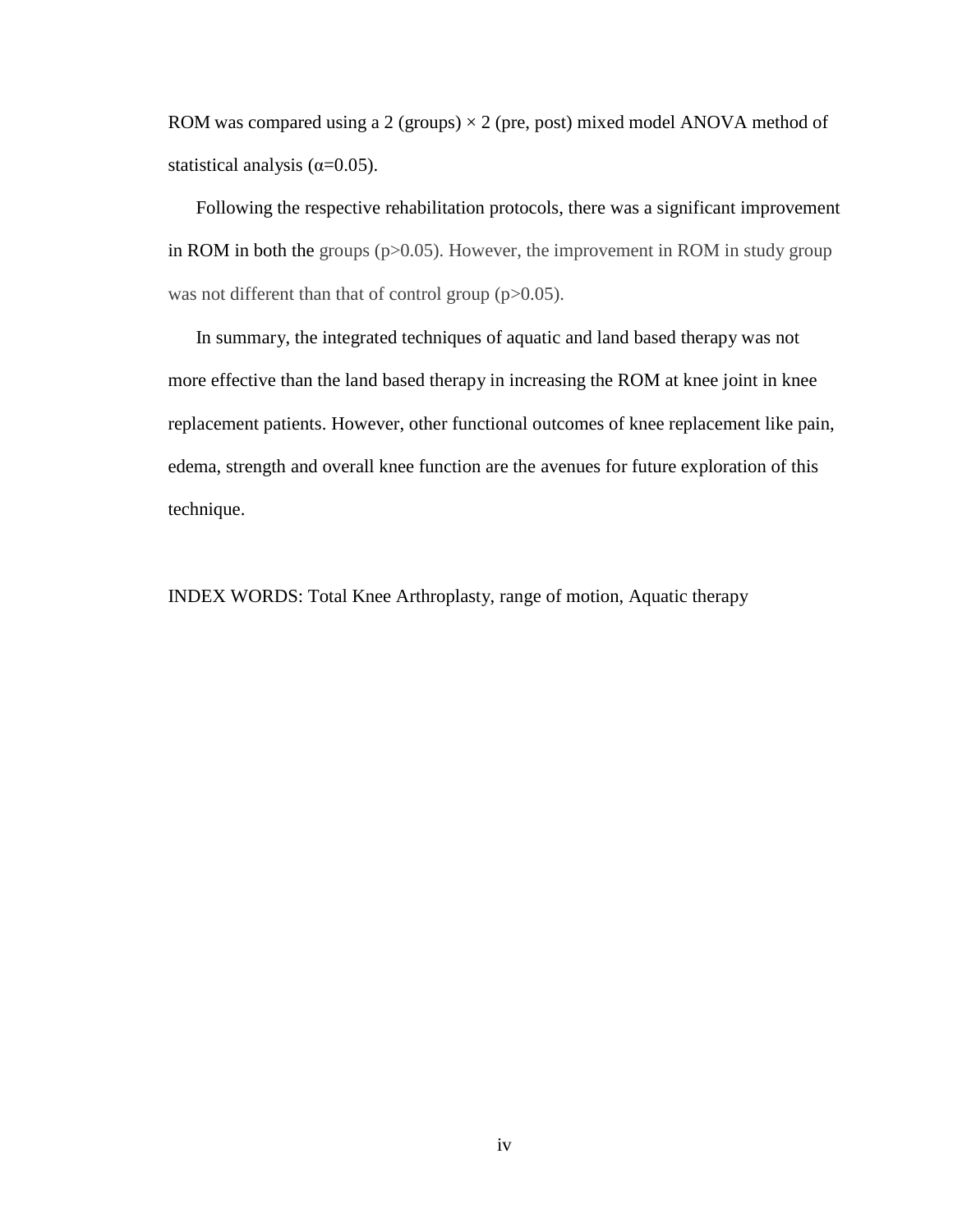ROM was compared using a 2 (groups) × 2 (pre, post) mixed model ANOVA method of statistical analysis ($\alpha = 0.05$).

Following the respective rehabilitation protocols, there was a significant improvement in ROM in both the groups ($p > 0.05$). However, the improvement in ROM in study group was not different than that of control group ($p > 0.05$).

In summary, the integrated techniques of aquatic and land based therapy was not more effective than the land based therapy in increasing the ROM at knee joint in knee replacement patients. However, other functional outcomes of knee replacement like pain, edema, strength and overall knee function are the avenues for future exploration of this technique.

INDEX WORDS: Total Knee Arthroplasty, range of motion, Aquatic therapy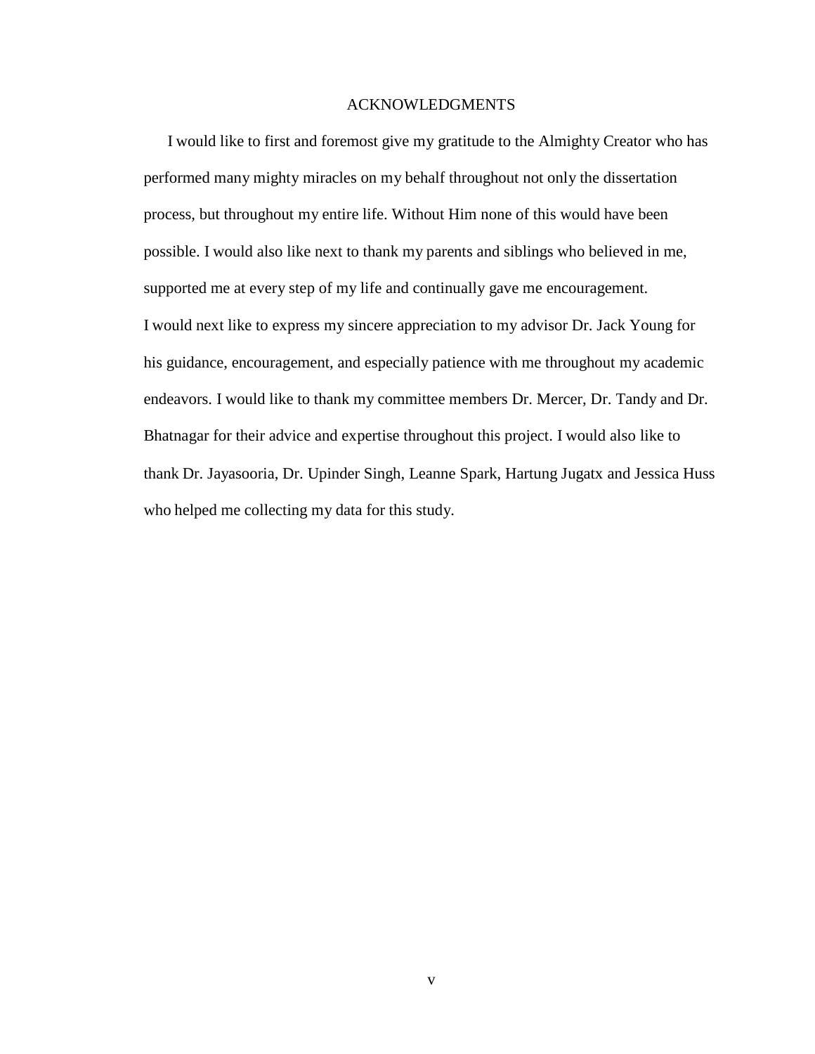# ACKNOWLEDGMENTS

I would like to first and foremost give my gratitude to the Almighty Creator who has performed many mighty miracles on my behalf throughout not only the dissertation process, but throughout my entire life. Without Him none of this would have been possible. I would also like next to thank my parents and siblings who believed in me, supported me at every step of my life and continually gave me encouragement.

I would next like to express my sincere appreciation to my advisor Dr. Jack Young for his guidance, encouragement, and especially patience with me throughout my academic endeavors. I would like to thank my committee members Dr. Mercer, Dr. Tandy and Dr. Bhatnagar for their advice and expertise throughout this project. I would also like to thank Dr. Jayasooria, Dr. Upinder Singh, Leanne Spark, Hartung Jugatx and Jessica Huss who helped me collecting my data for this study.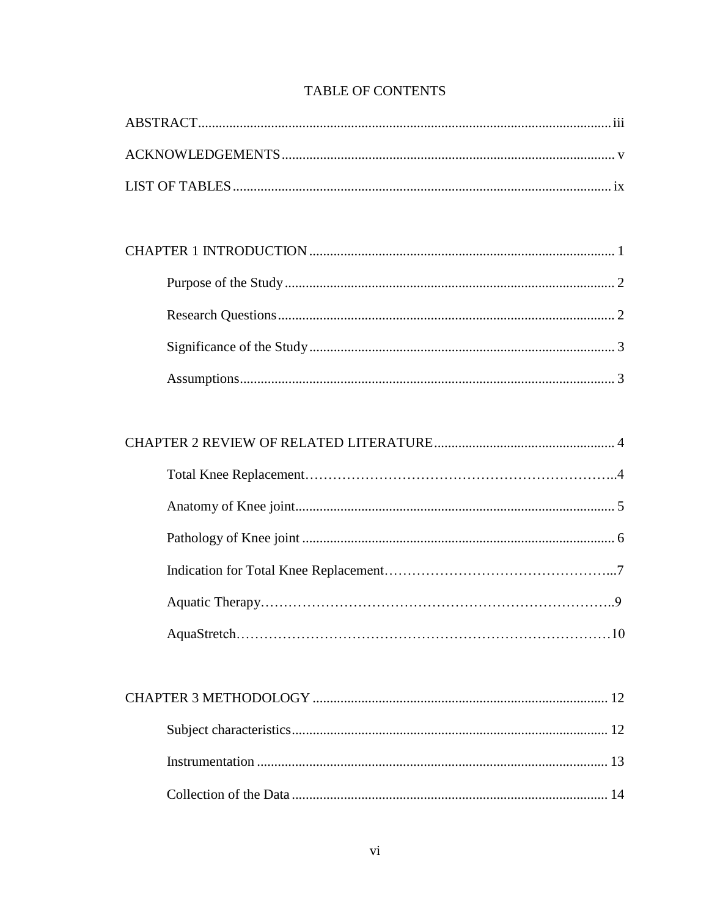# TABLE OF CONTENTS

ABSTRACT ........ iii

ACKNOWLEDGEMENTS ........ v

LIST OF TABLES ........ ix

CHAPTER 1 INTRODUCTION ........ 1

- Purpose of the Study ........ 2
- Research Questions ........ 2
- Significance of the Study ........ 3
- Assumptions ........ 3

CHAPTER 2 REVIEW OF RELATED LITERATURE ........ 4

- Total Knee Replacement ........ 4
- Anatomy of Knee joint ........ 5
- Pathology of Knee joint ........ 6
- Indication for Total Knee Replacement ........ 7
- Aquatic Therapy ........ 9
- AquaStretch ........ 10

CHAPTER 3 METHODOLOGY ........ 12

- Subject characteristics ........ 12
- Instrumentation ........ 13
- Collection of the Data ........ 14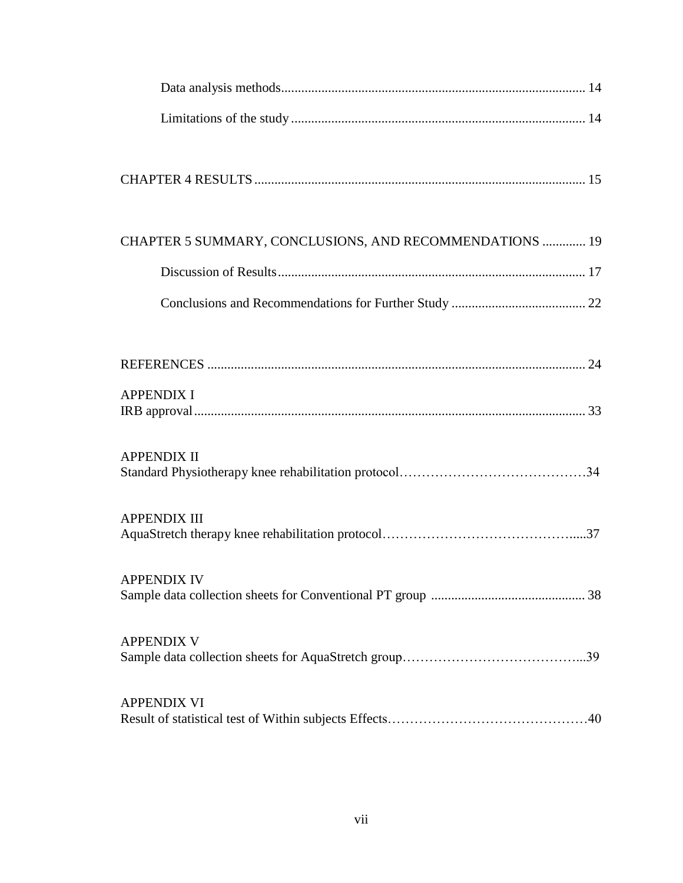Data analysis methods .......................................................................................... 14

Limitations of the study ....................................................................................... 14

CHAPTER 4 RESULTS ................................................................................................. 15

CHAPTER 5 SUMMARY, CONCLUSIONS, AND RECOMMENDATIONS ............. 19

Discussion of Results ........................................................................................... 17

Conclusions and Recommendations for Further Study ........................................ 22

REFERENCES ............................................................................................................... 24

APPENDIX I
IRB approval .................................................................................................................. 33

APPENDIX II
Standard Physiotherapy knee rehabilitation protocol……………………………………34

APPENDIX III
AquaStretch therapy knee rehabilitation protocol…………………………………….....37

APPENDIX IV
Sample data collection sheets for Conventional PT group ............................................. 38

APPENDIX V
Sample data collection sheets for AquaStretch group…………………………………...39

APPENDIX VI
Result of statistical test of Within subjects Effects………………………………………40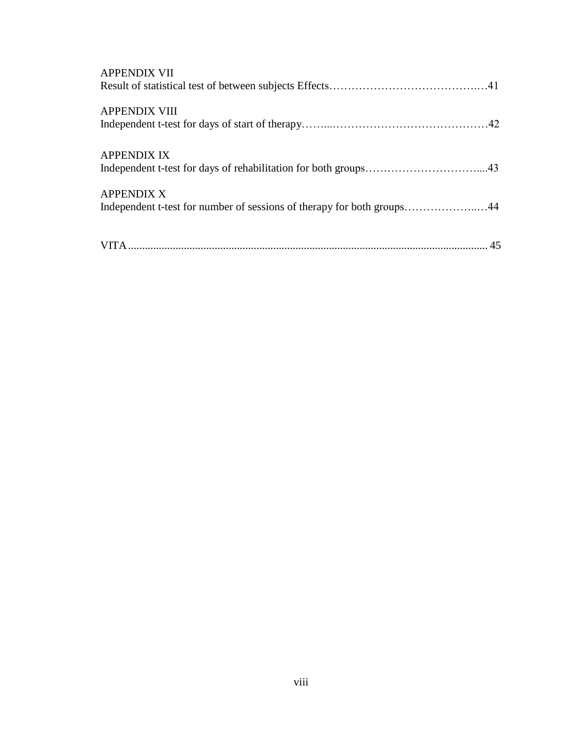APPENDIX VII
Result of statistical test of between subjects Effects……………………………….…41

APPENDIX VIII
Independent t-test for days of start of therapy……..……………………………………42

APPENDIX IX
Independent t-test for days of rehabilitation for both groups…………………………....43

APPENDIX X
Independent t-test for number of sessions of therapy for both groups………………..…44

VITA.................................................................................................................................. 45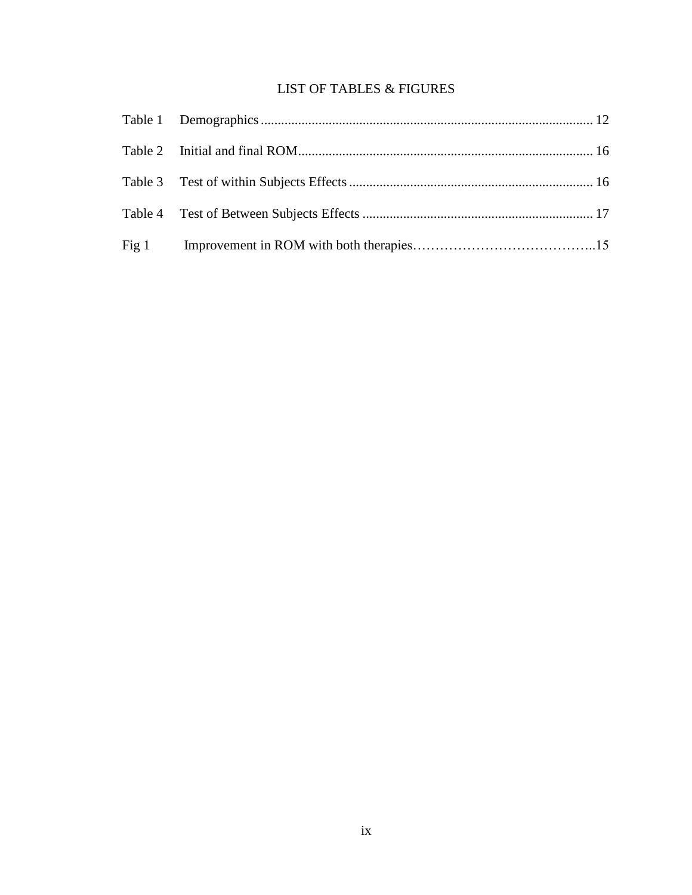# LIST OF TABLES & FIGURES

| | | |
|---|---|---|
| Table 1 | Demographics | 12 |
| Table 2 | Initial and final ROM | 16 |
| Table 3 | Test of within Subjects Effects | 16 |
| Table 4 | Test of Between Subjects Effects | 17 |
| Fig 1 | Improvement in ROM with both therapies | 15 |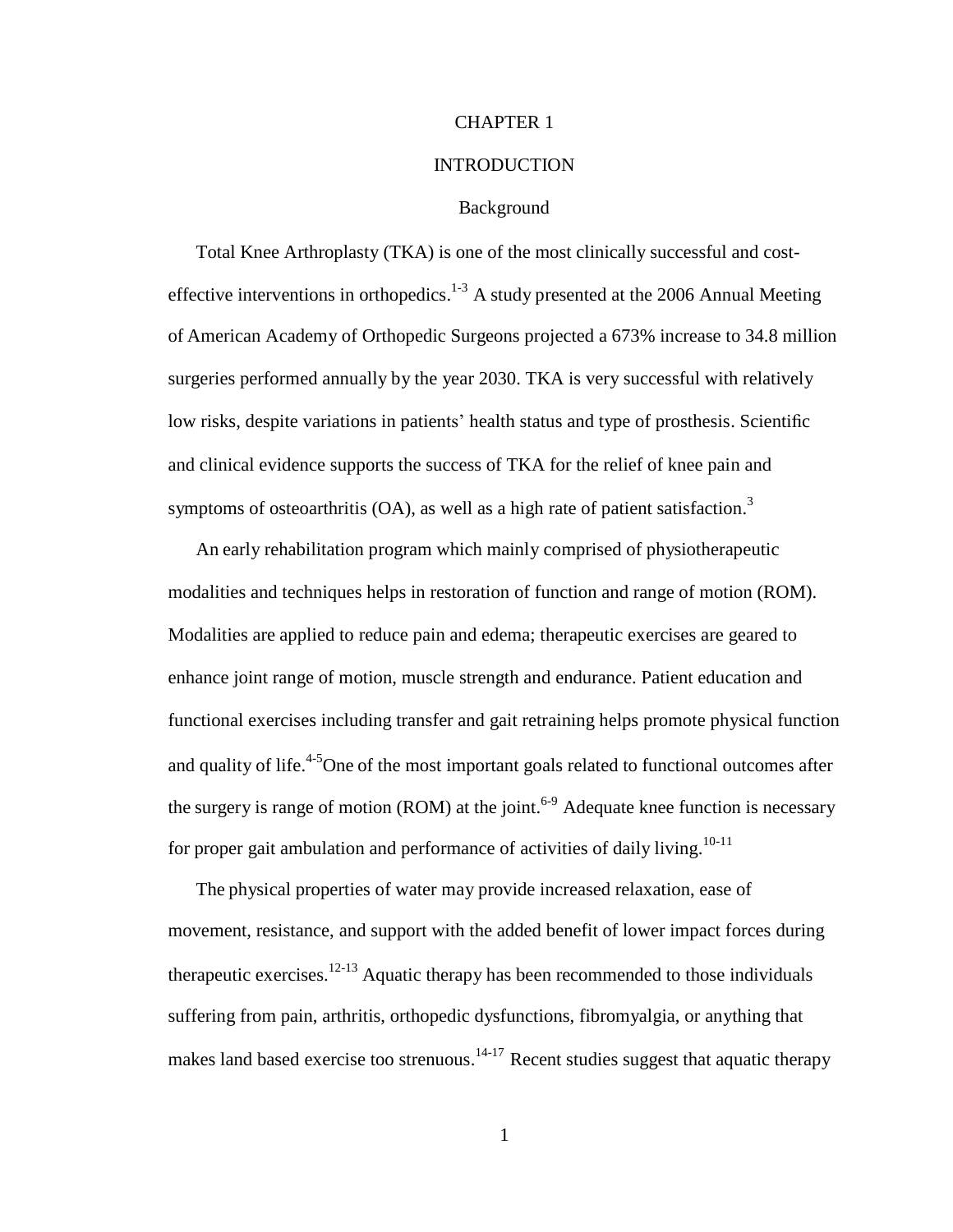# CHAPTER 1

# INTRODUCTION

## Background

Total Knee Arthroplasty (TKA) is one of the most clinically successful and cost-effective interventions in orthopedics.[1-3] A study presented at the 2006 Annual Meeting of American Academy of Orthopedic Surgeons projected a 673% increase to 34.8 million surgeries performed annually by the year 2030. TKA is very successful with relatively low risks, despite variations in patients' health status and type of prosthesis. Scientific and clinical evidence supports the success of TKA for the relief of knee pain and symptoms of osteoarthritis (OA), as well as a high rate of patient satisfaction.[3]

An early rehabilitation program which mainly comprised of physiotherapeutic modalities and techniques helps in restoration of function and range of motion (ROM). Modalities are applied to reduce pain and edema; therapeutic exercises are geared to enhance joint range of motion, muscle strength and endurance. Patient education and functional exercises including transfer and gait retraining helps promote physical function and quality of life.[4-5]One of the most important goals related to functional outcomes after the surgery is range of motion (ROM) at the joint.[6-9] Adequate knee function is necessary for proper gait ambulation and performance of activities of daily living.[10-11]

The physical properties of water may provide increased relaxation, ease of movement, resistance, and support with the added benefit of lower impact forces during therapeutic exercises.[12-13] Aquatic therapy has been recommended to those individuals suffering from pain, arthritis, orthopedic dysfunctions, fibromyalgia, or anything that makes land based exercise too strenuous.[14-17] Recent studies suggest that aquatic therapy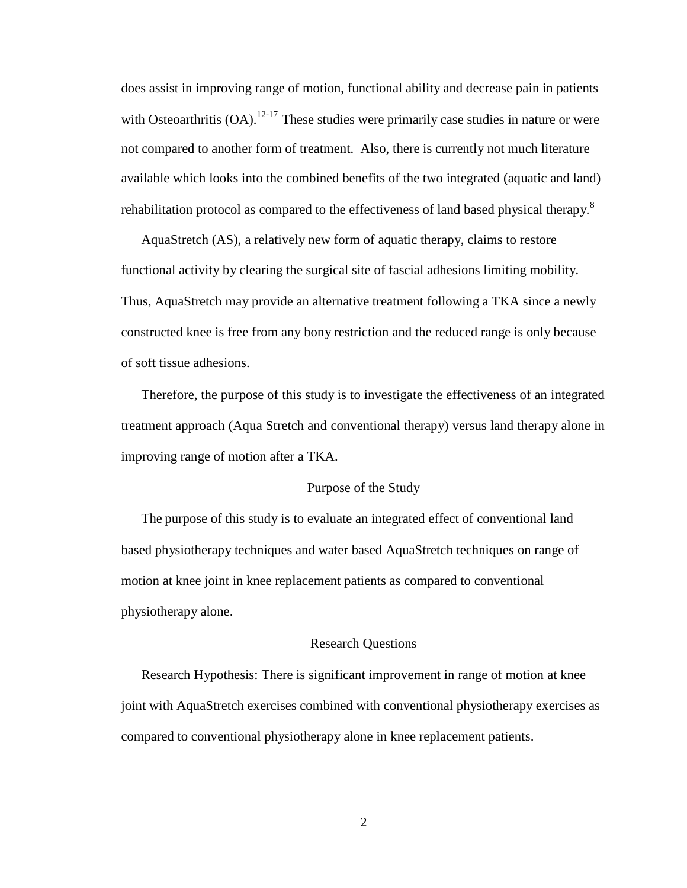does assist in improving range of motion, functional ability and decrease pain in patients with Osteoarthritis (OA).[12-17] These studies were primarily case studies in nature or were not compared to another form of treatment. Also, there is currently not much literature available which looks into the combined benefits of the two integrated (aquatic and land) rehabilitation protocol as compared to the effectiveness of land based physical therapy.[8]

AquaStretch (AS), a relatively new form of aquatic therapy, claims to restore functional activity by clearing the surgical site of fascial adhesions limiting mobility. Thus, AquaStretch may provide an alternative treatment following a TKA since a newly constructed knee is free from any bony restriction and the reduced range is only because of soft tissue adhesions.

Therefore, the purpose of this study is to investigate the effectiveness of an integrated treatment approach (Aqua Stretch and conventional therapy) versus land therapy alone in improving range of motion after a TKA.

## Purpose of the Study

The purpose of this study is to evaluate an integrated effect of conventional land based physiotherapy techniques and water based AquaStretch techniques on range of motion at knee joint in knee replacement patients as compared to conventional physiotherapy alone.

## Research Questions

Research Hypothesis: There is significant improvement in range of motion at knee joint with AquaStretch exercises combined with conventional physiotherapy exercises as compared to conventional physiotherapy alone in knee replacement patients.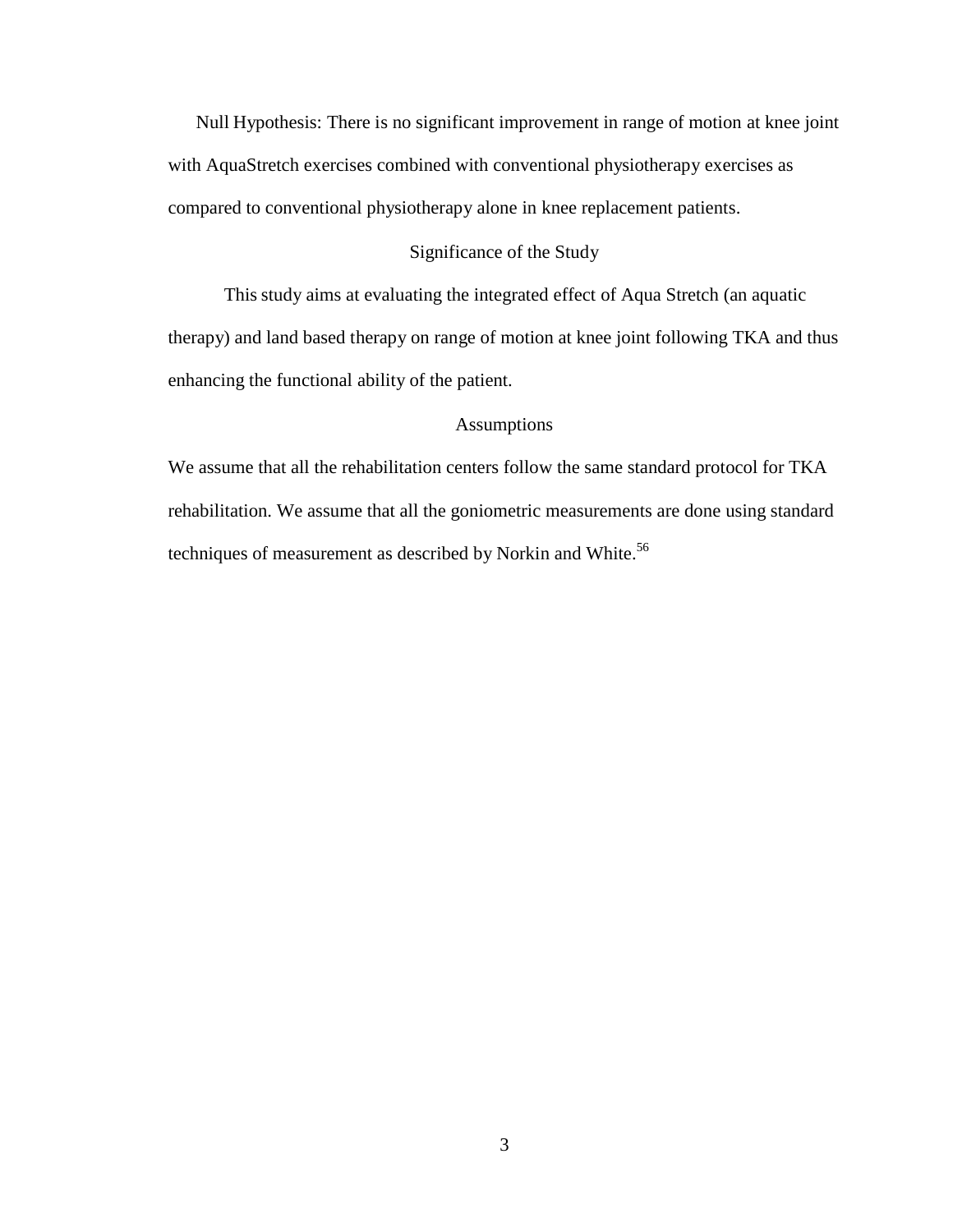Null Hypothesis: There is no significant improvement in range of motion at knee joint with AquaStretch exercises combined with conventional physiotherapy exercises as compared to conventional physiotherapy alone in knee replacement patients.

## Significance of the Study

This study aims at evaluating the integrated effect of Aqua Stretch (an aquatic therapy) and land based therapy on range of motion at knee joint following TKA and thus enhancing the functional ability of the patient.

## Assumptions

We assume that all the rehabilitation centers follow the same standard protocol for TKA rehabilitation. We assume that all the goniometric measurements are done using standard techniques of measurement as described by Norkin and White.[56]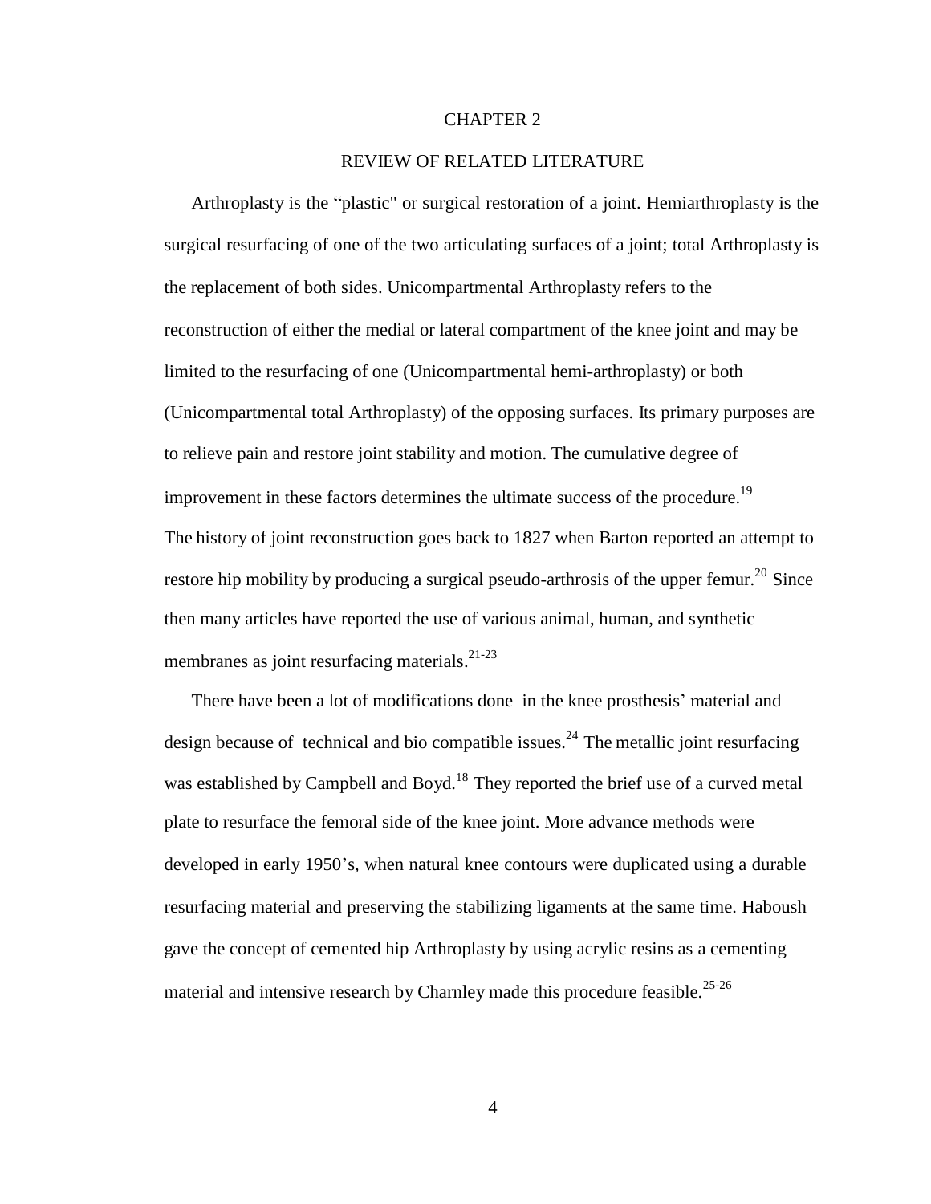# CHAPTER 2

## REVIEW OF RELATED LITERATURE

Arthroplasty is the “plastic" or surgical restoration of a joint. Hemiarthroplasty is the surgical resurfacing of one of the two articulating surfaces of a joint; total Arthroplasty is the replacement of both sides. Unicompartmental Arthroplasty refers to the reconstruction of either the medial or lateral compartment of the knee joint and may be limited to the resurfacing of one (Unicompartmental hemi-arthroplasty) or both (Unicompartmental total Arthroplasty) of the opposing surfaces. Its primary purposes are to relieve pain and restore joint stability and motion. The cumulative degree of improvement in these factors determines the ultimate success of the procedure.[19]
The history of joint reconstruction goes back to 1827 when Barton reported an attempt to restore hip mobility by producing a surgical pseudo-arthrosis of the upper femur.[20] Since then many articles have reported the use of various animal, human, and synthetic membranes as joint resurfacing materials.[21-23]

There have been a lot of modifications done in the knee prosthesis’ material and design because of technical and bio compatible issues.[24] The metallic joint resurfacing was established by Campbell and Boyd.[18] They reported the brief use of a curved metal plate to resurface the femoral side of the knee joint. More advance methods were developed in early 1950’s, when natural knee contours were duplicated using a durable resurfacing material and preserving the stabilizing ligaments at the same time. Haboush gave the concept of cemented hip Arthroplasty by using acrylic resins as a cementing material and intensive research by Charnley made this procedure feasible.[25-26]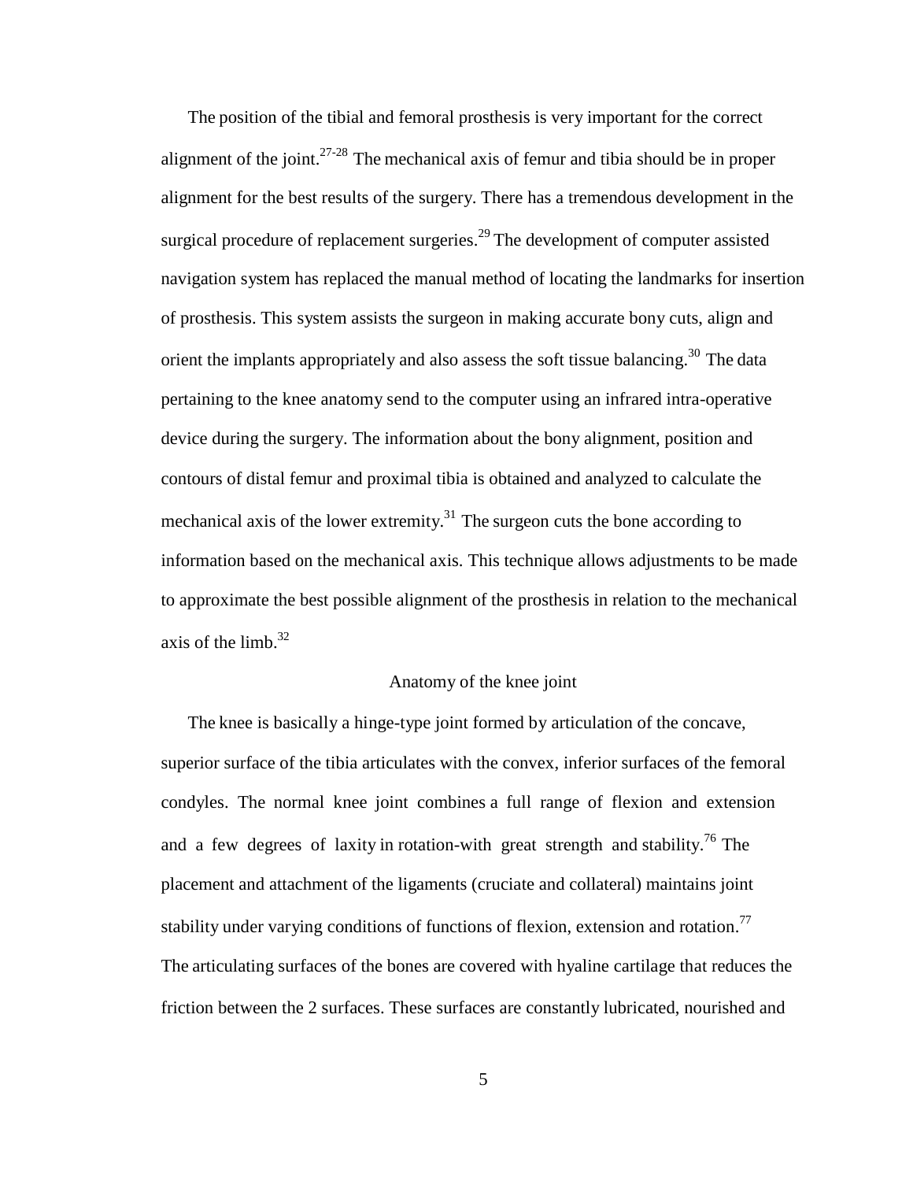The position of the tibial and femoral prosthesis is very important for the correct alignment of the joint.[27-28] The mechanical axis of femur and tibia should be in proper alignment for the best results of the surgery. There has a tremendous development in the surgical procedure of replacement surgeries.[29] The development of computer assisted navigation system has replaced the manual method of locating the landmarks for insertion of prosthesis. This system assists the surgeon in making accurate bony cuts, align and orient the implants appropriately and also assess the soft tissue balancing.[30] The data pertaining to the knee anatomy send to the computer using an infrared intra-operative device during the surgery. The information about the bony alignment, position and contours of distal femur and proximal tibia is obtained and analyzed to calculate the mechanical axis of the lower extremity.[31] The surgeon cuts the bone according to information based on the mechanical axis. This technique allows adjustments to be made to approximate the best possible alignment of the prosthesis in relation to the mechanical axis of the limb.[32]

## Anatomy of the knee joint

The knee is basically a hinge-type joint formed by articulation of the concave, superior surface of the tibia articulates with the convex, inferior surfaces of the femoral condyles. The normal knee joint combines a full range of flexion and extension and a few degrees of laxity in rotation-with great strength and stability.[76] The placement and attachment of the ligaments (cruciate and collateral) maintains joint stability under varying conditions of functions of flexion, extension and rotation.[77] The articulating surfaces of the bones are covered with hyaline cartilage that reduces the friction between the 2 surfaces. These surfaces are constantly lubricated, nourished and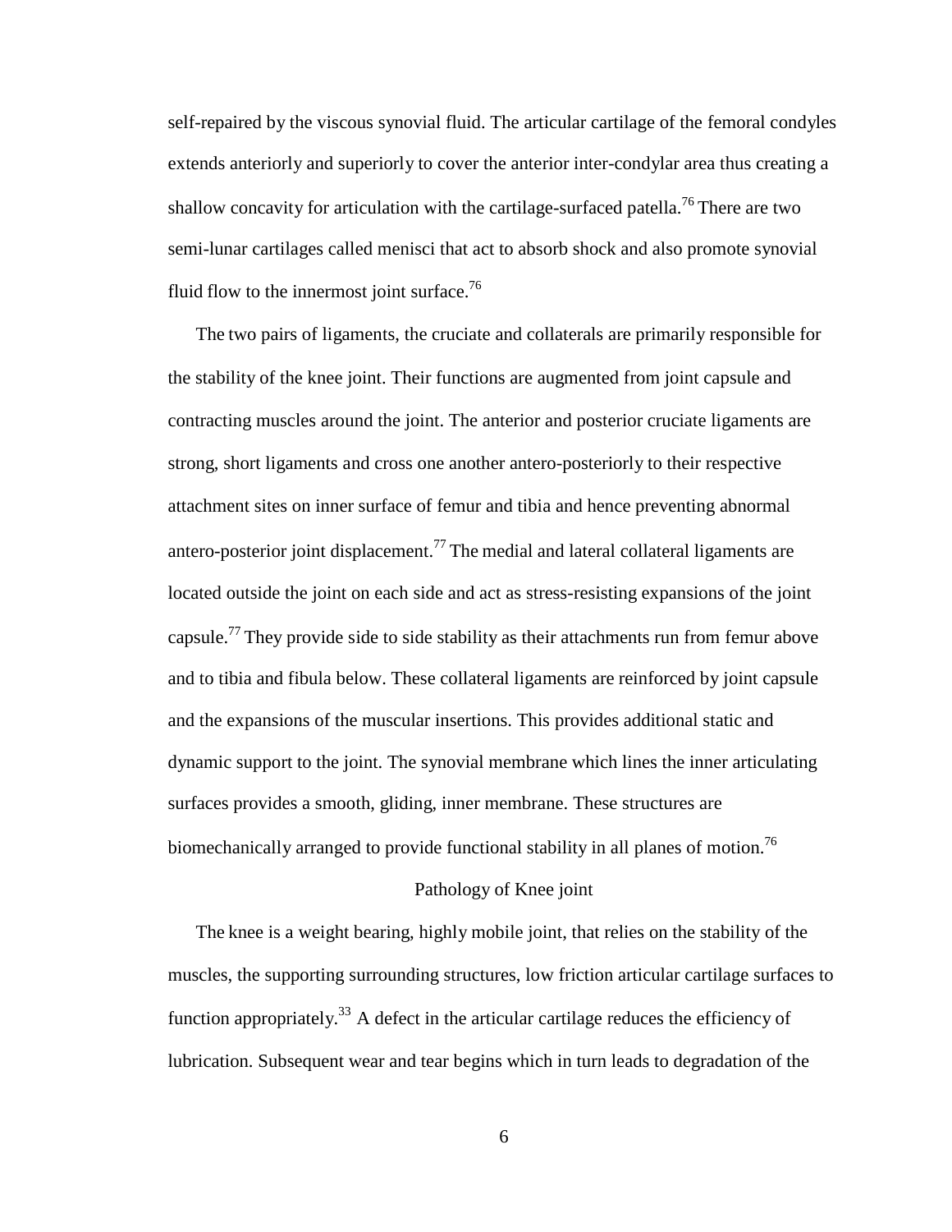self-repaired by the viscous synovial fluid. The articular cartilage of the femoral condyles extends anteriorly and superiorly to cover the anterior inter-condylar area thus creating a shallow concavity for articulation with the cartilage-surfaced patella.[76] There are two semi-lunar cartilages called menisci that act to absorb shock and also promote synovial fluid flow to the innermost joint surface.[76]

The two pairs of ligaments, the cruciate and collaterals are primarily responsible for the stability of the knee joint. Their functions are augmented from joint capsule and contracting muscles around the joint. The anterior and posterior cruciate ligaments are strong, short ligaments and cross one another antero-posteriorly to their respective attachment sites on inner surface of femur and tibia and hence preventing abnormal antero-posterior joint displacement.[77] The medial and lateral collateral ligaments are located outside the joint on each side and act as stress-resisting expansions of the joint capsule.[77] They provide side to side stability as their attachments run from femur above and to tibia and fibula below. These collateral ligaments are reinforced by joint capsule and the expansions of the muscular insertions. This provides additional static and dynamic support to the joint. The synovial membrane which lines the inner articulating surfaces provides a smooth, gliding, inner membrane. These structures are biomechanically arranged to provide functional stability in all planes of motion.[76]

## Pathology of Knee joint

The knee is a weight bearing, highly mobile joint, that relies on the stability of the muscles, the supporting surrounding structures, low friction articular cartilage surfaces to function appropriately.[33] A defect in the articular cartilage reduces the efficiency of lubrication. Subsequent wear and tear begins which in turn leads to degradation of the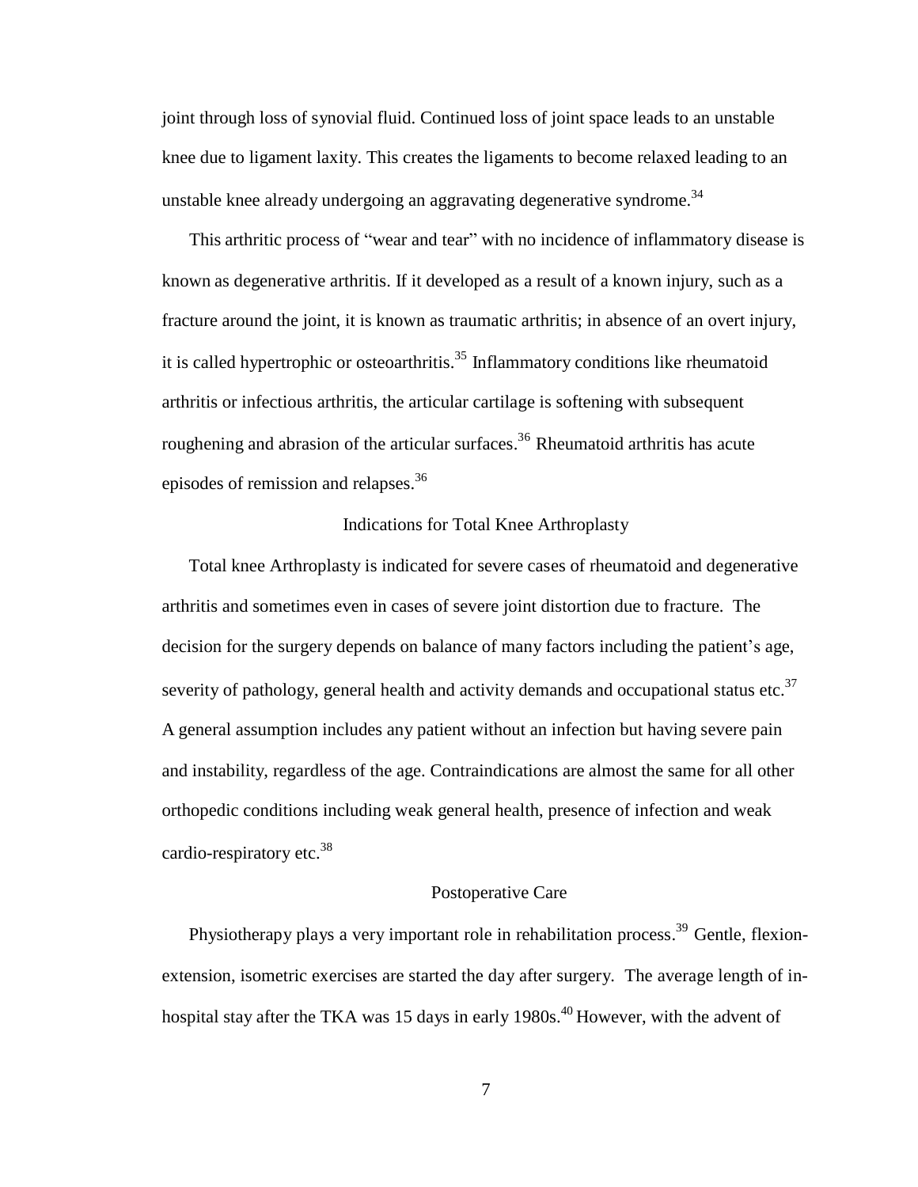joint through loss of synovial fluid. Continued loss of joint space leads to an unstable knee due to ligament laxity. This creates the ligaments to become relaxed leading to an unstable knee already undergoing an aggravating degenerative syndrome.[34]

This arthritic process of "wear and tear" with no incidence of inflammatory disease is known as degenerative arthritis. If it developed as a result of a known injury, such as a fracture around the joint, it is known as traumatic arthritis; in absence of an overt injury, it is called hypertrophic or osteoarthritis.[35] Inflammatory conditions like rheumatoid arthritis or infectious arthritis, the articular cartilage is softening with subsequent roughening and abrasion of the articular surfaces.[36] Rheumatoid arthritis has acute episodes of remission and relapses.[36]

## Indications for Total Knee Arthroplasty

Total knee Arthroplasty is indicated for severe cases of rheumatoid and degenerative arthritis and sometimes even in cases of severe joint distortion due to fracture. The decision for the surgery depends on balance of many factors including the patient's age, severity of pathology, general health and activity demands and occupational status etc.[37] A general assumption includes any patient without an infection but having severe pain and instability, regardless of the age. Contraindications are almost the same for all other orthopedic conditions including weak general health, presence of infection and weak cardio-respiratory etc.[38]

## Postoperative Care

Physiotherapy plays a very important role in rehabilitation process.[39] Gentle, flexion-extension, isometric exercises are started the day after surgery. The average length of in-hospital stay after the TKA was 15 days in early 1980s.[40] However, with the advent of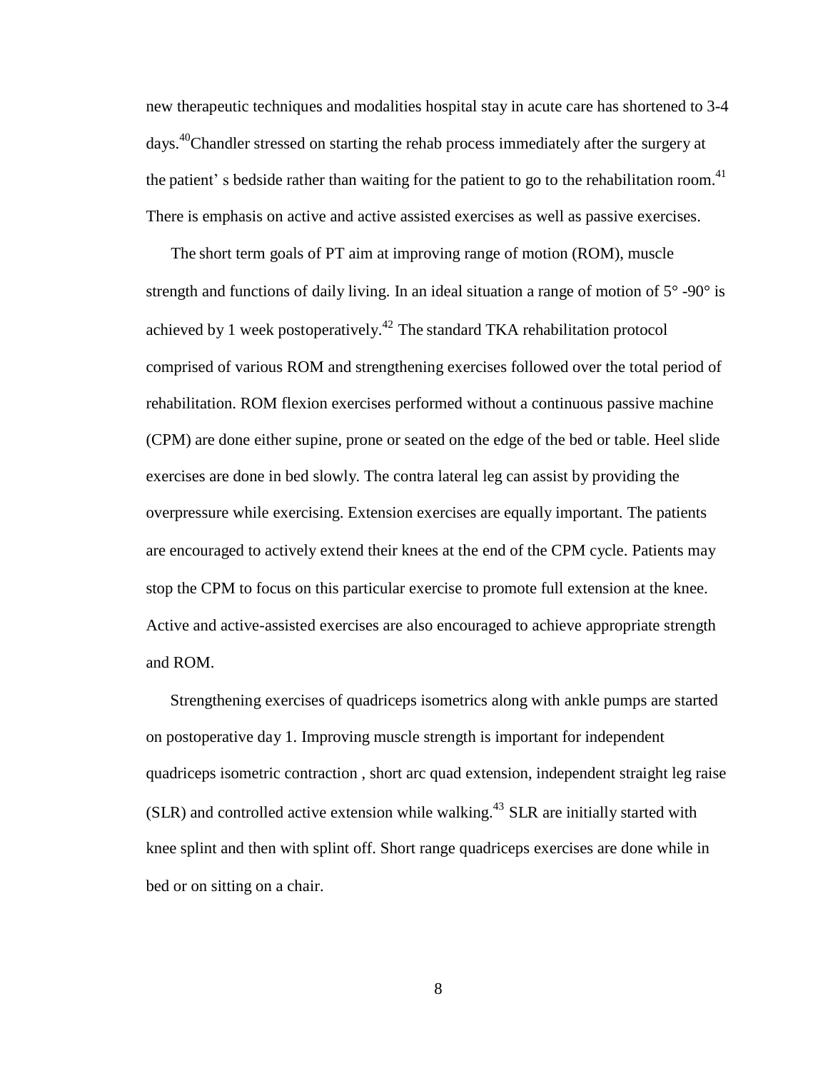new therapeutic techniques and modalities hospital stay in acute care has shortened to 3-4 days.[40] Chandler stressed on starting the rehab process immediately after the surgery at the patient' s bedside rather than waiting for the patient to go to the rehabilitation room.[41] There is emphasis on active and active assisted exercises as well as passive exercises.

The short term goals of PT aim at improving range of motion (ROM), muscle strength and functions of daily living. In an ideal situation a range of motion of 5° -90° is achieved by 1 week postoperatively.[42] The standard TKA rehabilitation protocol comprised of various ROM and strengthening exercises followed over the total period of rehabilitation. ROM flexion exercises performed without a continuous passive machine (CPM) are done either supine, prone or seated on the edge of the bed or table. Heel slide exercises are done in bed slowly. The contra lateral leg can assist by providing the overpressure while exercising. Extension exercises are equally important. The patients are encouraged to actively extend their knees at the end of the CPM cycle. Patients may stop the CPM to focus on this particular exercise to promote full extension at the knee. Active and active-assisted exercises are also encouraged to achieve appropriate strength and ROM.

Strengthening exercises of quadriceps isometrics along with ankle pumps are started on postoperative day 1. Improving muscle strength is important for independent quadriceps isometric contraction , short arc quad extension, independent straight leg raise (SLR) and controlled active extension while walking.[43] SLR are initially started with knee splint and then with splint off. Short range quadriceps exercises are done while in bed or on sitting on a chair.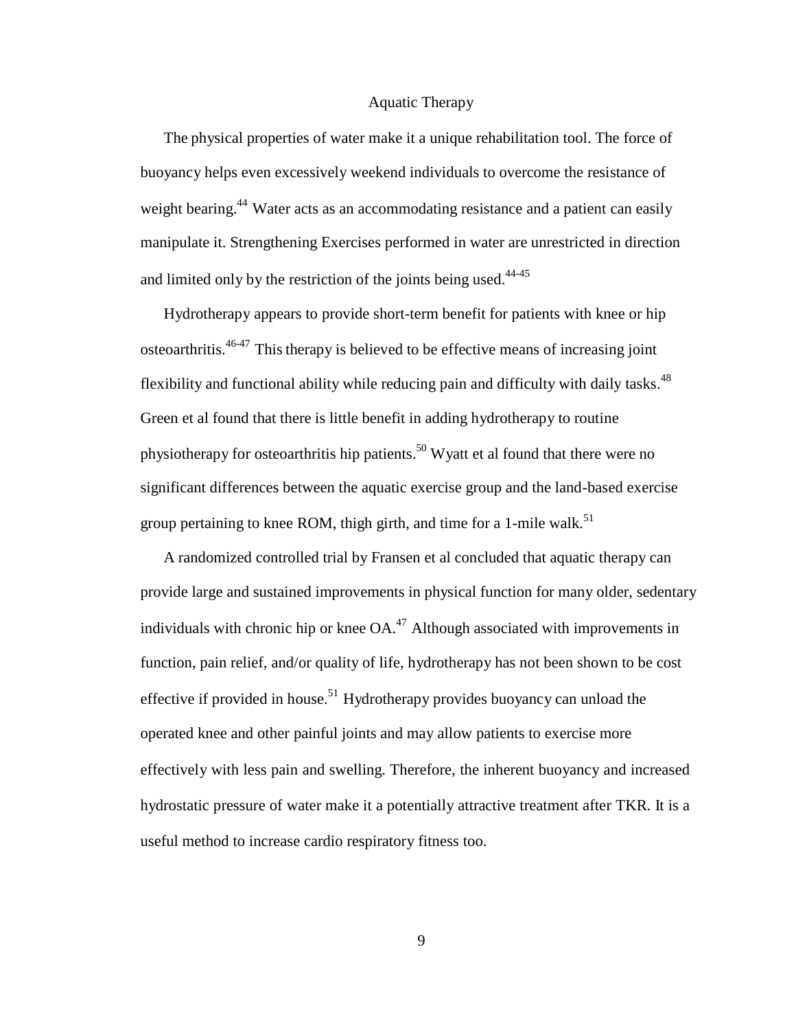## Aquatic Therapy

The physical properties of water make it a unique rehabilitation tool. The force of buoyancy helps even excessively weekend individuals to overcome the resistance of weight bearing.[44] Water acts as an accommodating resistance and a patient can easily manipulate it. Strengthening Exercises performed in water are unrestricted in direction and limited only by the restriction of the joints being used.[44-45]

Hydrotherapy appears to provide short-term benefit for patients with knee or hip osteoarthritis.[46-47] This therapy is believed to be effective means of increasing joint flexibility and functional ability while reducing pain and difficulty with daily tasks.[48] Green et al found that there is little benefit in adding hydrotherapy to routine physiotherapy for osteoarthritis hip patients.[50] Wyatt et al found that there were no significant differences between the aquatic exercise group and the land-based exercise group pertaining to knee ROM, thigh girth, and time for a 1-mile walk.[51]

A randomized controlled trial by Fransen et al concluded that aquatic therapy can provide large and sustained improvements in physical function for many older, sedentary individuals with chronic hip or knee OA.[47] Although associated with improvements in function, pain relief, and/or quality of life, hydrotherapy has not been shown to be cost effective if provided in house.[51] Hydrotherapy provides buoyancy can unload the operated knee and other painful joints and may allow patients to exercise more effectively with less pain and swelling. Therefore, the inherent buoyancy and increased hydrostatic pressure of water make it a potentially attractive treatment after TKR. It is a useful method to increase cardio respiratory fitness too.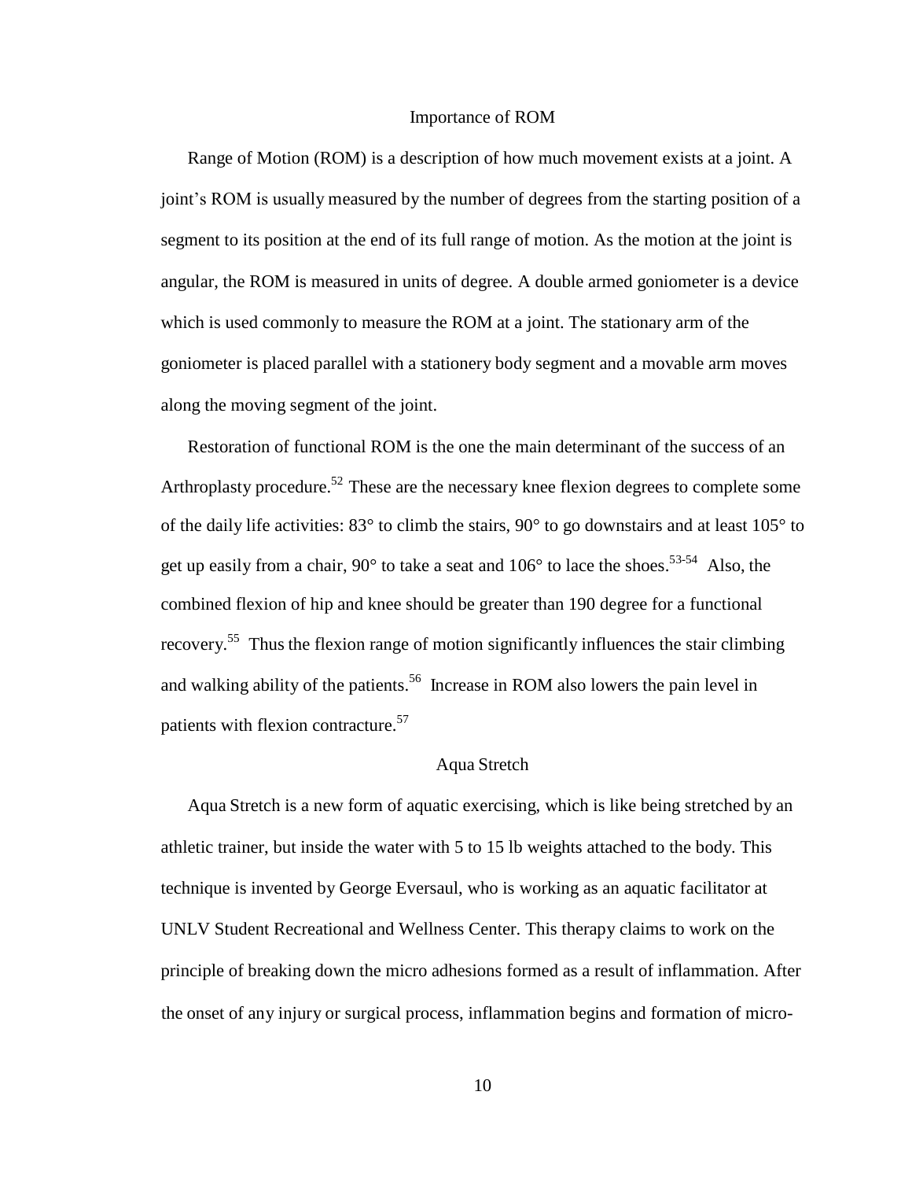## Importance of ROM

Range of Motion (ROM) is a description of how much movement exists at a joint. A joint's ROM is usually measured by the number of degrees from the starting position of a segment to its position at the end of its full range of motion. As the motion at the joint is angular, the ROM is measured in units of degree. A double armed goniometer is a device which is used commonly to measure the ROM at a joint. The stationary arm of the goniometer is placed parallel with a stationery body segment and a movable arm moves along the moving segment of the joint.

Restoration of functional ROM is the one the main determinant of the success of an Arthroplasty procedure.[52] These are the necessary knee flexion degrees to complete some of the daily life activities: 83° to climb the stairs, 90° to go downstairs and at least 105° to get up easily from a chair, 90° to take a seat and 106° to lace the shoes.[53-54] Also, the combined flexion of hip and knee should be greater than 190 degree for a functional recovery.[55] Thus the flexion range of motion significantly influences the stair climbing and walking ability of the patients.[56] Increase in ROM also lowers the pain level in patients with flexion contracture.[57]

## Aqua Stretch

Aqua Stretch is a new form of aquatic exercising, which is like being stretched by an athletic trainer, but inside the water with 5 to 15 lb weights attached to the body. This technique is invented by George Eversaul, who is working as an aquatic facilitator at UNLV Student Recreational and Wellness Center. This therapy claims to work on the principle of breaking down the micro adhesions formed as a result of inflammation. After the onset of any injury or surgical process, inflammation begins and formation of micro-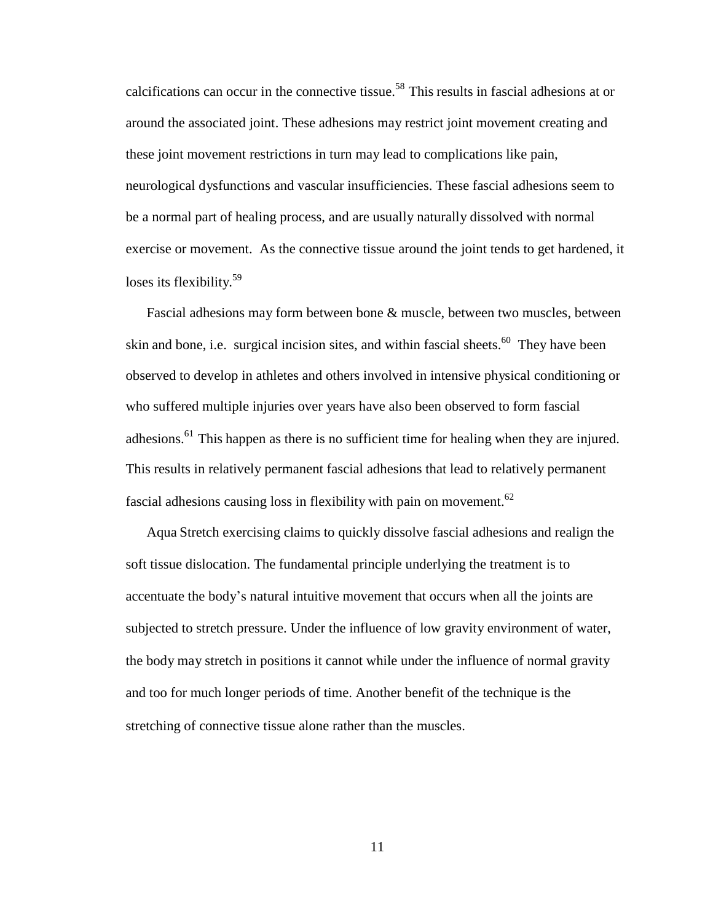calcifications can occur in the connective tissue.[58] This results in fascial adhesions at or around the associated joint. These adhesions may restrict joint movement creating and these joint movement restrictions in turn may lead to complications like pain, neurological dysfunctions and vascular insufficiencies. These fascial adhesions seem to be a normal part of healing process, and are usually naturally dissolved with normal exercise or movement. As the connective tissue around the joint tends to get hardened, it loses its flexibility.[59]

Fascial adhesions may form between bone & muscle, between two muscles, between skin and bone, i.e. surgical incision sites, and within fascial sheets.[60] They have been observed to develop in athletes and others involved in intensive physical conditioning or who suffered multiple injuries over years have also been observed to form fascial adhesions.[61] This happen as there is no sufficient time for healing when they are injured. This results in relatively permanent fascial adhesions that lead to relatively permanent fascial adhesions causing loss in flexibility with pain on movement.[62]

Aqua Stretch exercising claims to quickly dissolve fascial adhesions and realign the soft tissue dislocation. The fundamental principle underlying the treatment is to accentuate the body's natural intuitive movement that occurs when all the joints are subjected to stretch pressure. Under the influence of low gravity environment of water, the body may stretch in positions it cannot while under the influence of normal gravity and too for much longer periods of time. Another benefit of the technique is the stretching of connective tissue alone rather than the muscles.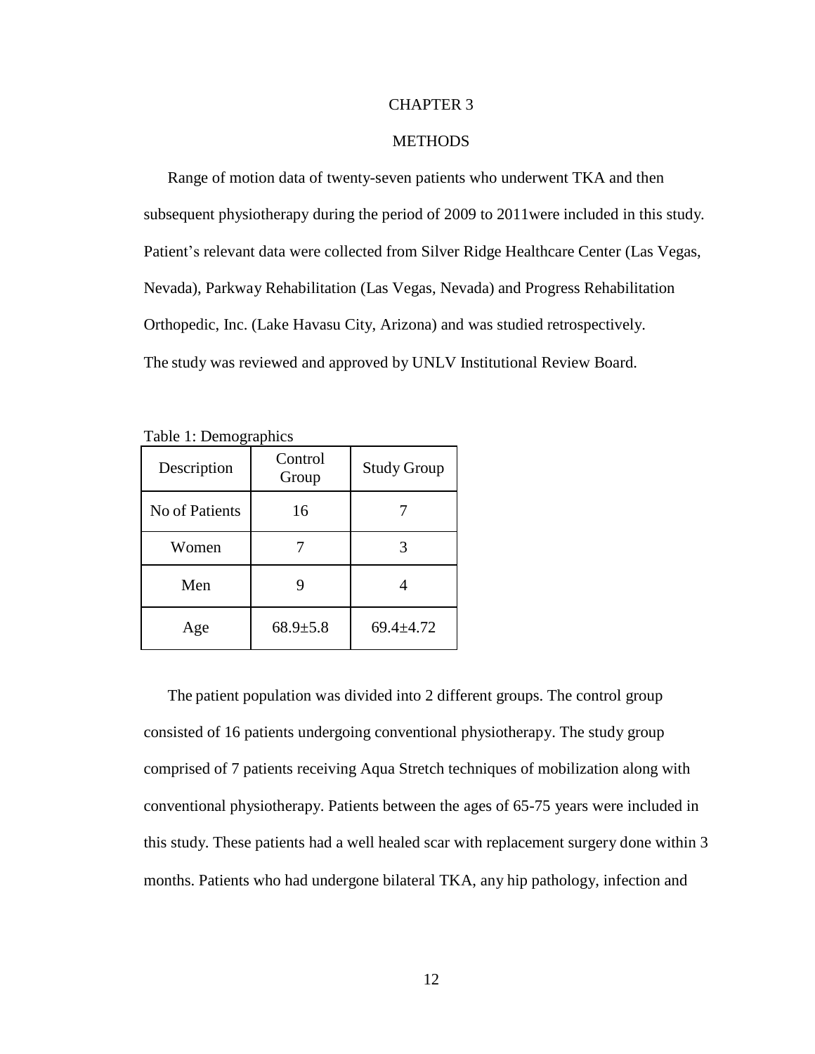# CHAPTER 3

# METHODS

Range of motion data of twenty-seven patients who underwent TKA and then subsequent physiotherapy during the period of 2009 to 2011were included in this study. Patient's relevant data were collected from Silver Ridge Healthcare Center (Las Vegas, Nevada), Parkway Rehabilitation (Las Vegas, Nevada) and Progress Rehabilitation Orthopedic, Inc. (Lake Havasu City, Arizona) and was studied retrospectively. The study was reviewed and approved by UNLV Institutional Review Board.

Table 1: Demographics

| Description | Control Group | Study Group |
|---|---|---|
| No of Patients | 16 | 7 |
| Women | 7 | 3 |
| Men | 9 | 4 |
| Age | 68.9±5.8 | 69.4±4.72 |

The patient population was divided into 2 different groups. The control group consisted of 16 patients undergoing conventional physiotherapy. The study group comprised of 7 patients receiving Aqua Stretch techniques of mobilization along with conventional physiotherapy. Patients between the ages of 65-75 years were included in this study. These patients had a well healed scar with replacement surgery done within 3 months. Patients who had undergone bilateral TKA, any hip pathology, infection and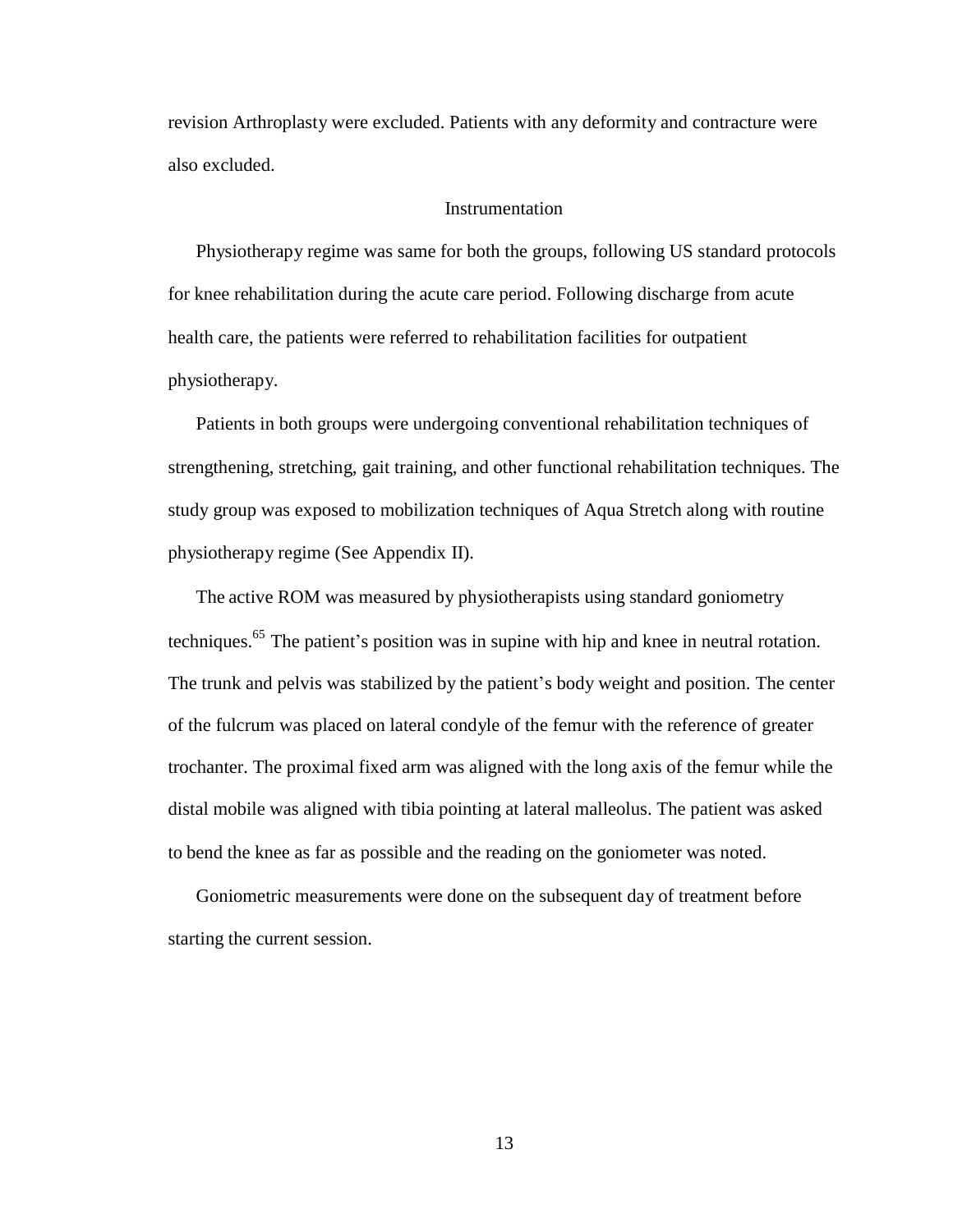revision Arthroplasty were excluded. Patients with any deformity and contracture were also excluded.

## Instrumentation

Physiotherapy regime was same for both the groups, following US standard protocols for knee rehabilitation during the acute care period. Following discharge from acute health care, the patients were referred to rehabilitation facilities for outpatient physiotherapy.

Patients in both groups were undergoing conventional rehabilitation techniques of strengthening, stretching, gait training, and other functional rehabilitation techniques. The study group was exposed to mobilization techniques of Aqua Stretch along with routine physiotherapy regime (See Appendix II).

The active ROM was measured by physiotherapists using standard goniometry techniques.[65] The patient's position was in supine with hip and knee in neutral rotation. The trunk and pelvis was stabilized by the patient's body weight and position. The center of the fulcrum was placed on lateral condyle of the femur with the reference of greater trochanter. The proximal fixed arm was aligned with the long axis of the femur while the distal mobile was aligned with tibia pointing at lateral malleolus. The patient was asked to bend the knee as far as possible and the reading on the goniometer was noted.

Goniometric measurements were done on the subsequent day of treatment before starting the current session.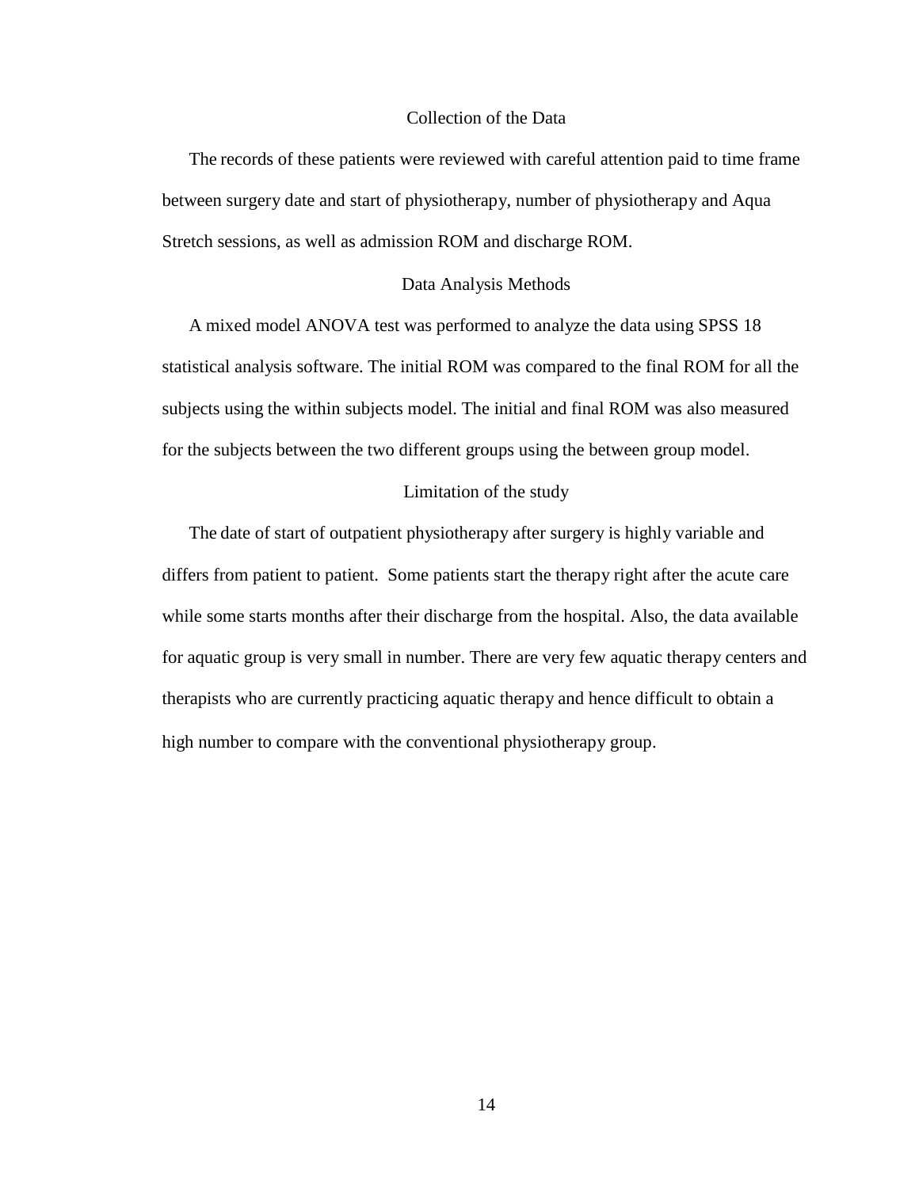## Collection of the Data

The records of these patients were reviewed with careful attention paid to time frame between surgery date and start of physiotherapy, number of physiotherapy and Aqua Stretch sessions, as well as admission ROM and discharge ROM.

## Data Analysis Methods

A mixed model ANOVA test was performed to analyze the data using SPSS 18 statistical analysis software. The initial ROM was compared to the final ROM for all the subjects using the within subjects model. The initial and final ROM was also measured for the subjects between the two different groups using the between group model.

## Limitation of the study

The date of start of outpatient physiotherapy after surgery is highly variable and differs from patient to patient. Some patients start the therapy right after the acute care while some starts months after their discharge from the hospital. Also, the data available for aquatic group is very small in number. There are very few aquatic therapy centers and therapists who are currently practicing aquatic therapy and hence difficult to obtain a high number to compare with the conventional physiotherapy group.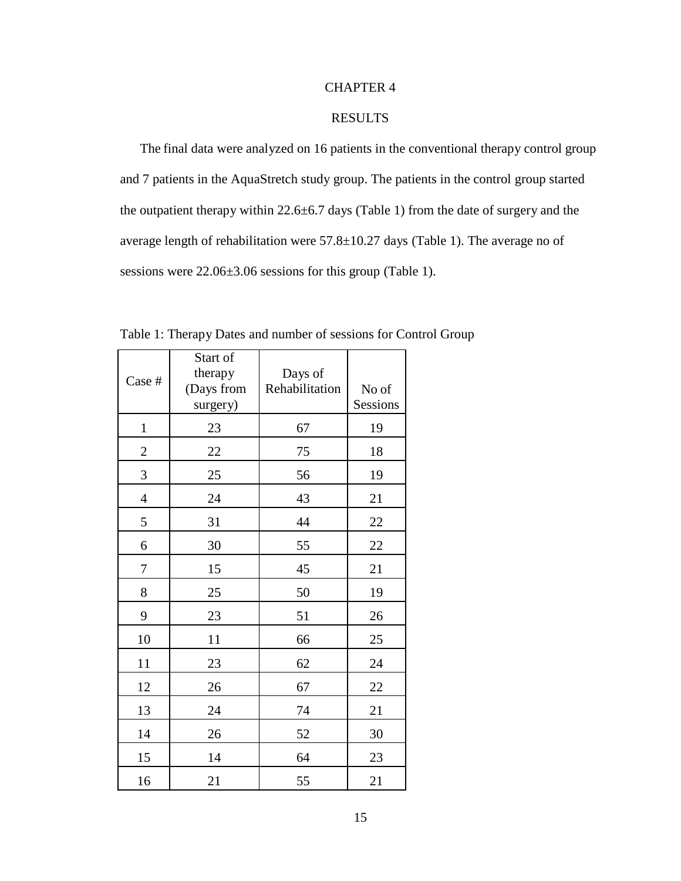# CHAPTER 4

## RESULTS

The final data were analyzed on 16 patients in the conventional therapy control group and 7 patients in the AquaStretch study group. The patients in the control group started the outpatient therapy within 22.6±6.7 days (Table 1) from the date of surgery and the average length of rehabilitation were 57.8±10.27 days (Table 1). The average no of sessions were 22.06±3.06 sessions for this group (Table 1).

Table 1: Therapy Dates and number of sessions for Control Group

| Case # | Start of therapy (Days from surgery) | Days of Rehabilitation | No of Sessions |
|---|---|---|---|
| 1 | 23 | 67 | 19 |
| 2 | 22 | 75 | 18 |
| 3 | 25 | 56 | 19 |
| 4 | 24 | 43 | 21 |
| 5 | 31 | 44 | 22 |
| 6 | 30 | 55 | 22 |
| 7 | 15 | 45 | 21 |
| 8 | 25 | 50 | 19 |
| 9 | 23 | 51 | 26 |
| 10 | 11 | 66 | 25 |
| 11 | 23 | 62 | 24 |
| 12 | 26 | 67 | 22 |
| 13 | 24 | 74 | 21 |
| 14 | 26 | 52 | 30 |
| 15 | 14 | 64 | 23 |
| 16 | 21 | 55 | 21 |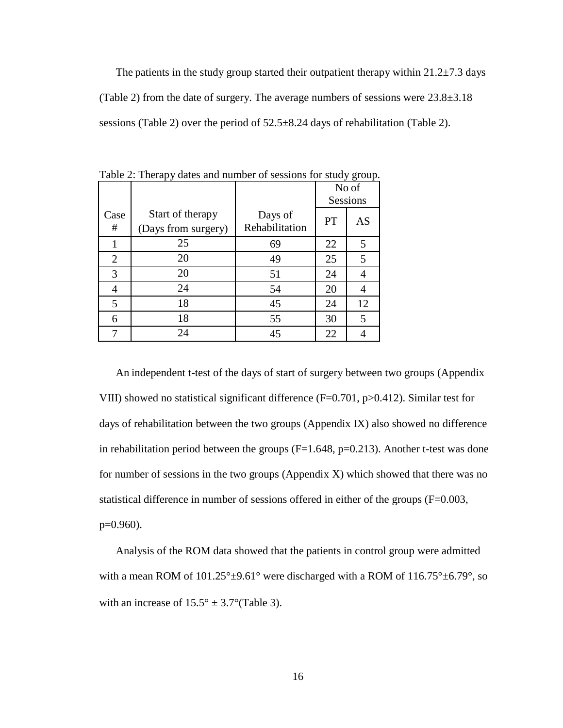The patients in the study group started their outpatient therapy within 21.2±7.3 days (Table 2) from the date of surgery. The average numbers of sessions were 23.8±3.18 sessions (Table 2) over the period of 52.5±8.24 days of rehabilitation (Table 2).

Table 2: Therapy dates and number of sessions for study group.

| Case # | Start of therapy (Days from surgery) | Days of Rehabilitation | No of Sessions | |
|---|---|---|---|---|
| | | | PT | AS |
| 1 | 25 | 69 | 22 | 5 |
| 2 | 20 | 49 | 25 | 5 |
| 3 | 20 | 51 | 24 | 4 |
| 4 | 24 | 54 | 20 | 4 |
| 5 | 18 | 45 | 24 | 12 |
| 6 | 18 | 55 | 30 | 5 |
| 7 | 24 | 45 | 22 | 4 |

An independent t-test of the days of start of surgery between two groups (Appendix VIII) showed no statistical significant difference ($F=0.701$, $p>0.412$). Similar test for days of rehabilitation between the two groups (Appendix IX) also showed no difference in rehabilitation period between the groups ($F=1.648$, $p=0.213$). Another t-test was done for number of sessions in the two groups (Appendix X) which showed that there was no statistical difference in number of sessions offered in either of the groups ($F=0.003$, $p=0.960$).

Analysis of the ROM data showed that the patients in control group were admitted with a mean ROM of 101.25°±9.61° were discharged with a ROM of 116.75°±6.79°, so with an increase of 15.5° ± 3.7°(Table 3).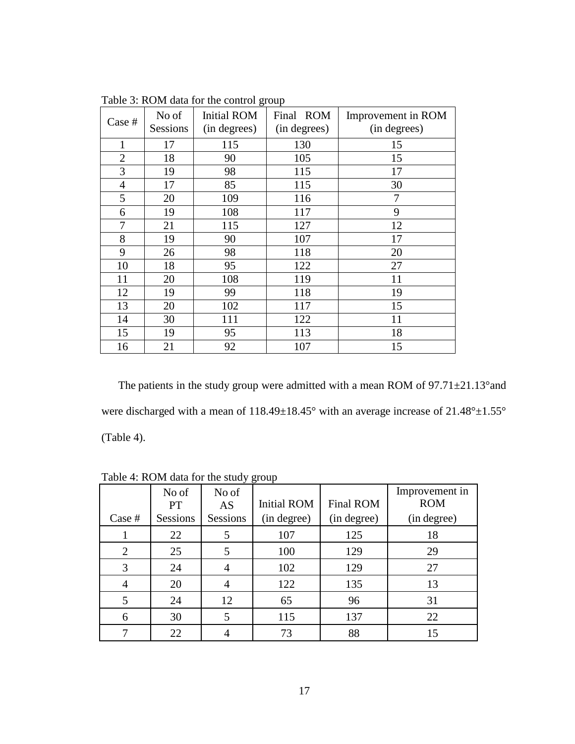Table 3: ROM data for the control group

| Case # | No of Sessions | Initial ROM (in degrees) | Final ROM (in degrees) | Improvement in ROM (in degrees) |
|---|---|---|---|---|
| 1 | 17 | 115 | 130 | 15 |
| 2 | 18 | 90 | 105 | 15 |
| 3 | 19 | 98 | 115 | 17 |
| 4 | 17 | 85 | 115 | 30 |
| 5 | 20 | 109 | 116 | 7 |
| 6 | 19 | 108 | 117 | 9 |
| 7 | 21 | 115 | 127 | 12 |
| 8 | 19 | 90 | 107 | 17 |
| 9 | 26 | 98 | 118 | 20 |
| 10 | 18 | 95 | 122 | 27 |
| 11 | 20 | 108 | 119 | 11 |
| 12 | 19 | 99 | 118 | 19 |
| 13 | 20 | 102 | 117 | 15 |
| 14 | 30 | 111 | 122 | 11 |
| 15 | 19 | 95 | 113 | 18 |
| 16 | 21 | 92 | 107 | 15 |

The patients in the study group were admitted with a mean ROM of 97.71±21.13°and were discharged with a mean of 118.49±18.45° with an average increase of 21.48°±1.55° (Table 4).

Table 4: ROM data for the study group

| Case # | No of PT Sessions | No of AS Sessions | Initial ROM (in degree) | Final ROM (in degree) | Improvement in ROM (in degree) |
|---|---|---|---|---|---|
| 1 | 22 | 5 | 107 | 125 | 18 |
| 2 | 25 | 5 | 100 | 129 | 29 |
| 3 | 24 | 4 | 102 | 129 | 27 |
| 4 | 20 | 4 | 122 | 135 | 13 |
| 5 | 24 | 12 | 65 | 96 | 31 |
| 6 | 30 | 5 | 115 | 137 | 22 |
| 7 | 22 | 4 | 73 | 88 | 15 |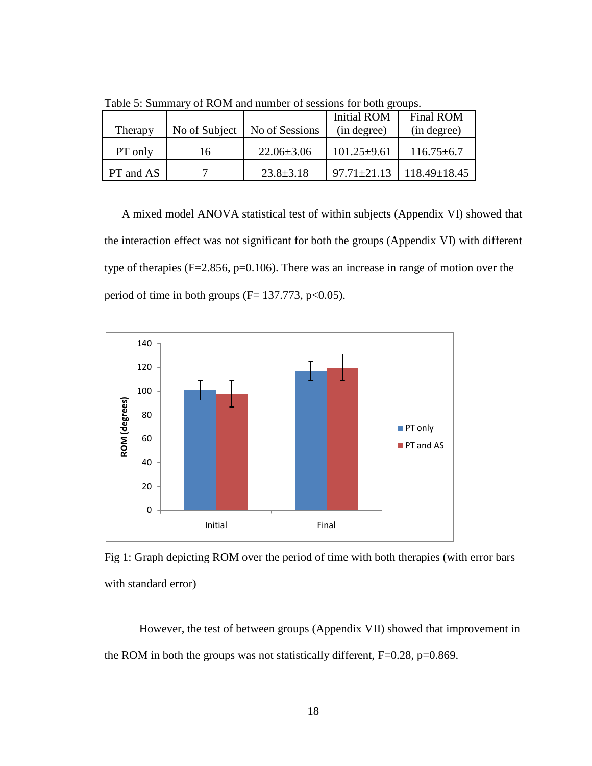Table 5: Summary of ROM and number of sessions for both groups.

| Therapy | No of Subject | No of Sessions | Initial ROM (in degree) | Final ROM (in degree) |
|---|---|---|---|---|
| PT only | 16 | 22.06±3.06 | 101.25±9.61 | 116.75±6.7 |
| PT and AS | 7 | 23.8±3.18 | 97.71±21.13 | 118.49±18.45 |

A mixed model ANOVA statistical test of within subjects (Appendix VI) showed that the interaction effect was not significant for both the groups (Appendix VI) with different type of therapies ($F=2.856$, $p=0.106$). There was an increase in range of motion over the period of time in both groups ($F= 137.773$, $p<0.05$).

Fig 1: Graph depicting ROM over the period of time with both therapies (with error bars with standard error)

However, the test of between groups (Appendix VII) showed that improvement in the ROM in both the groups was not statistically different, $F=0.28$, $p=0.869$.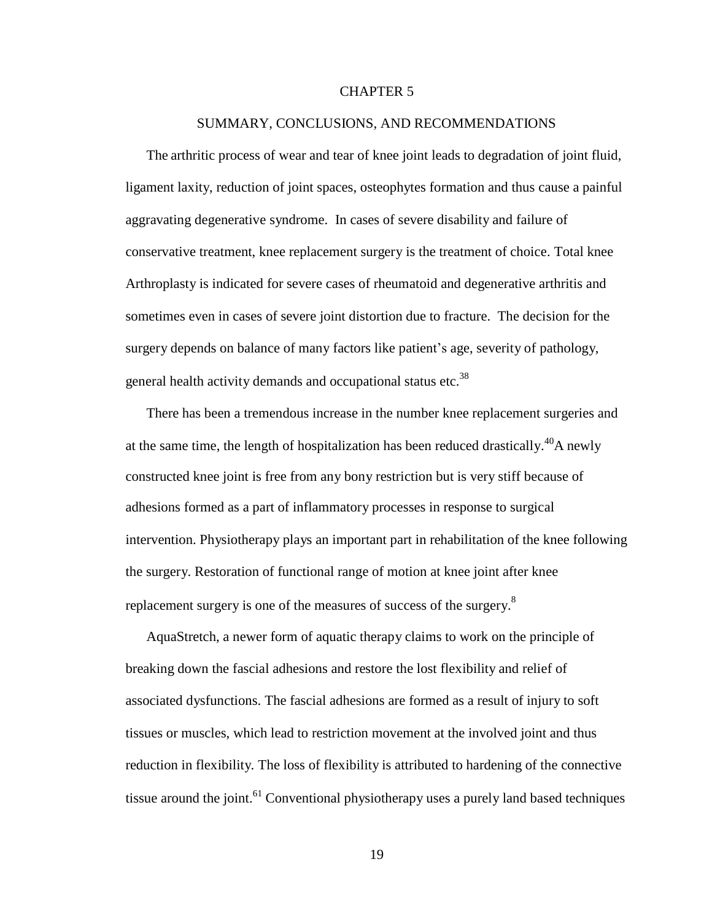# CHAPTER 5

## SUMMARY, CONCLUSIONS, AND RECOMMENDATIONS

The arthritic process of wear and tear of knee joint leads to degradation of joint fluid, ligament laxity, reduction of joint spaces, osteophytes formation and thus cause a painful aggravating degenerative syndrome. In cases of severe disability and failure of conservative treatment, knee replacement surgery is the treatment of choice. Total knee Arthroplasty is indicated for severe cases of rheumatoid and degenerative arthritis and sometimes even in cases of severe joint distortion due to fracture. The decision for the surgery depends on balance of many factors like patient's age, severity of pathology, general health activity demands and occupational status etc.[38]

There has been a tremendous increase in the number knee replacement surgeries and at the same time, the length of hospitalization has been reduced drastically.[40]A newly constructed knee joint is free from any bony restriction but is very stiff because of adhesions formed as a part of inflammatory processes in response to surgical intervention. Physiotherapy plays an important part in rehabilitation of the knee following the surgery. Restoration of functional range of motion at knee joint after knee replacement surgery is one of the measures of success of the surgery.[8]

AquaStretch, a newer form of aquatic therapy claims to work on the principle of breaking down the fascial adhesions and restore the lost flexibility and relief of associated dysfunctions. The fascial adhesions are formed as a result of injury to soft tissues or muscles, which lead to restriction movement at the involved joint and thus reduction in flexibility. The loss of flexibility is attributed to hardening of the connective tissue around the joint.[61] Conventional physiotherapy uses a purely land based techniques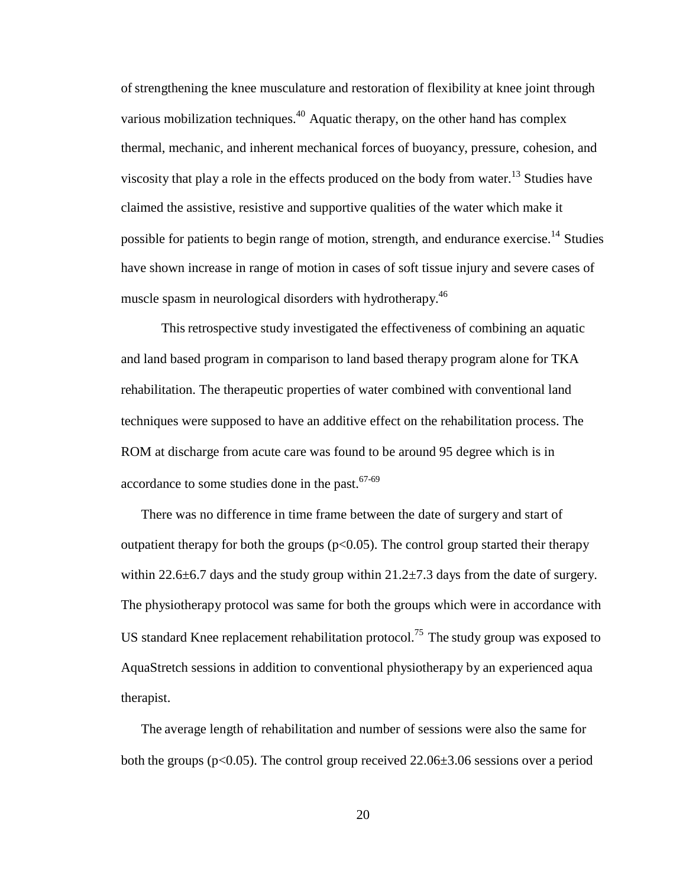of strengthening the knee musculature and restoration of flexibility at knee joint through various mobilization techniques.[40] Aquatic therapy, on the other hand has complex thermal, mechanic, and inherent mechanical forces of buoyancy, pressure, cohesion, and viscosity that play a role in the effects produced on the body from water.[13] Studies have claimed the assistive, resistive and supportive qualities of the water which make it possible for patients to begin range of motion, strength, and endurance exercise.[14] Studies have shown increase in range of motion in cases of soft tissue injury and severe cases of muscle spasm in neurological disorders with hydrotherapy.[46]

This retrospective study investigated the effectiveness of combining an aquatic and land based program in comparison to land based therapy program alone for TKA rehabilitation. The therapeutic properties of water combined with conventional land techniques were supposed to have an additive effect on the rehabilitation process. The ROM at discharge from acute care was found to be around 95 degree which is in accordance to some studies done in the past.[67-69]

There was no difference in time frame between the date of surgery and start of outpatient therapy for both the groups ($p<0.05$). The control group started their therapy within 22.6±6.7 days and the study group within 21.2±7.3 days from the date of surgery. The physiotherapy protocol was same for both the groups which were in accordance with US standard Knee replacement rehabilitation protocol.[75] The study group was exposed to AquaStretch sessions in addition to conventional physiotherapy by an experienced aqua therapist.

The average length of rehabilitation and number of sessions were also the same for both the groups ($p<0.05$). The control group received 22.06±3.06 sessions over a period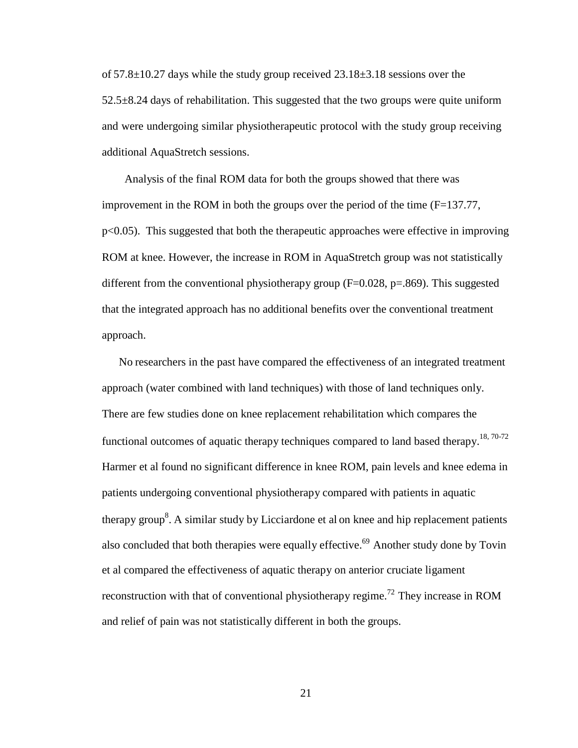of 57.8±10.27 days while the study group received 23.18±3.18 sessions over the 52.5±8.24 days of rehabilitation. This suggested that the two groups were quite uniform and were undergoing similar physiotherapeutic protocol with the study group receiving additional AquaStretch sessions.

Analysis of the final ROM data for both the groups showed that there was improvement in the ROM in both the groups over the period of the time ($F=137.77$, $p<0.05$). This suggested that both the therapeutic approaches were effective in improving ROM at knee. However, the increase in ROM in AquaStretch group was not statistically different from the conventional physiotherapy group ($F=0.028$, $p=.869$). This suggested that the integrated approach has no additional benefits over the conventional treatment approach.

No researchers in the past have compared the effectiveness of an integrated treatment approach (water combined with land techniques) with those of land techniques only. There are few studies done on knee replacement rehabilitation which compares the functional outcomes of aquatic therapy techniques compared to land based therapy.[18, 70-72] Harmer et al found no significant difference in knee ROM, pain levels and knee edema in patients undergoing conventional physiotherapy compared with patients in aquatic therapy group[8]. A similar study by Licciardone et al on knee and hip replacement patients also concluded that both therapies were equally effective.[69] Another study done by Tovin et al compared the effectiveness of aquatic therapy on anterior cruciate ligament reconstruction with that of conventional physiotherapy regime.[72] They increase in ROM and relief of pain was not statistically different in both the groups.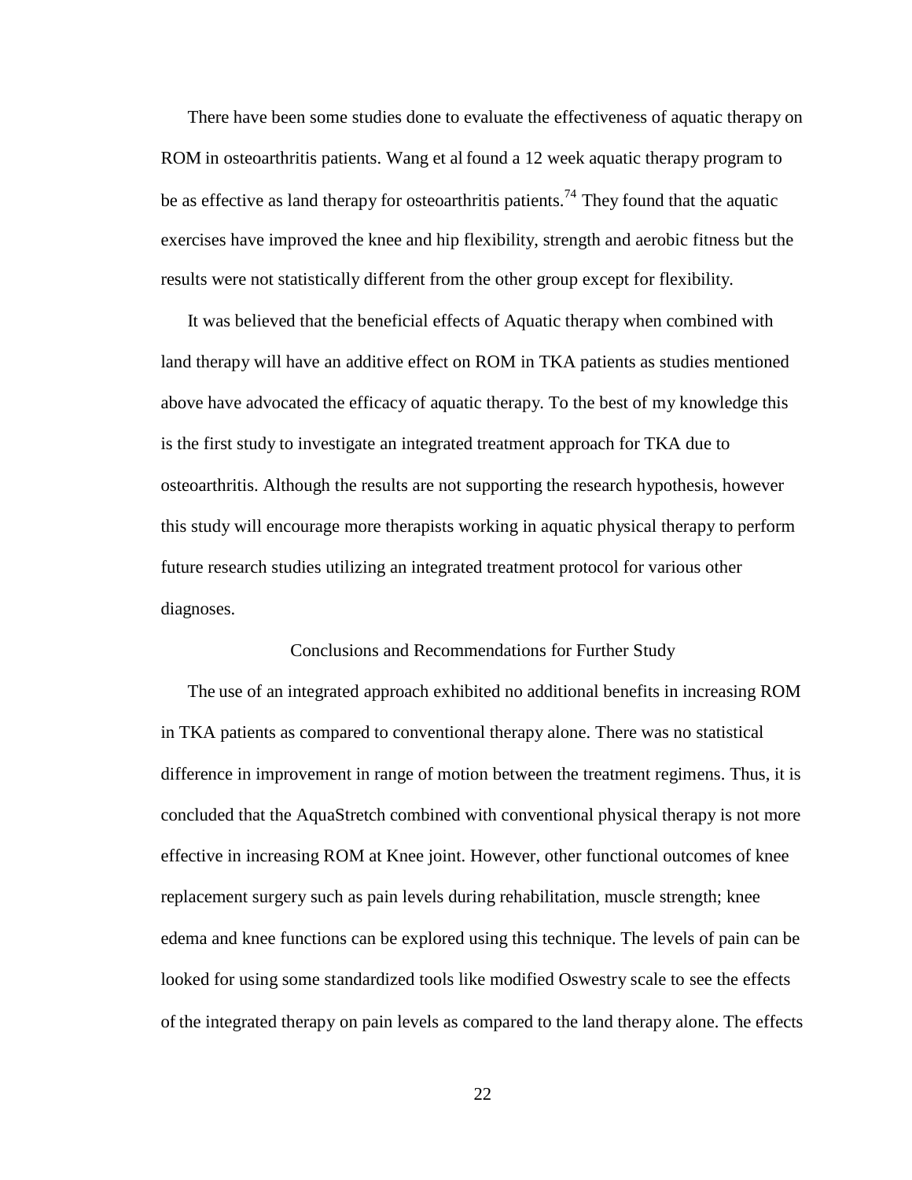There have been some studies done to evaluate the effectiveness of aquatic therapy on ROM in osteoarthritis patients. Wang et al found a 12 week aquatic therapy program to be as effective as land therapy for osteoarthritis patients.[74] They found that the aquatic exercises have improved the knee and hip flexibility, strength and aerobic fitness but the results were not statistically different from the other group except for flexibility.

It was believed that the beneficial effects of Aquatic therapy when combined with land therapy will have an additive effect on ROM in TKA patients as studies mentioned above have advocated the efficacy of aquatic therapy. To the best of my knowledge this is the first study to investigate an integrated treatment approach for TKA due to osteoarthritis. Although the results are not supporting the research hypothesis, however this study will encourage more therapists working in aquatic physical therapy to perform future research studies utilizing an integrated treatment protocol for various other diagnoses.

## Conclusions and Recommendations for Further Study

The use of an integrated approach exhibited no additional benefits in increasing ROM in TKA patients as compared to conventional therapy alone. There was no statistical difference in improvement in range of motion between the treatment regimens. Thus, it is concluded that the AquaStretch combined with conventional physical therapy is not more effective in increasing ROM at Knee joint. However, other functional outcomes of knee replacement surgery such as pain levels during rehabilitation, muscle strength; knee edema and knee functions can be explored using this technique. The levels of pain can be looked for using some standardized tools like modified Oswestry scale to see the effects of the integrated therapy on pain levels as compared to the land therapy alone. The effects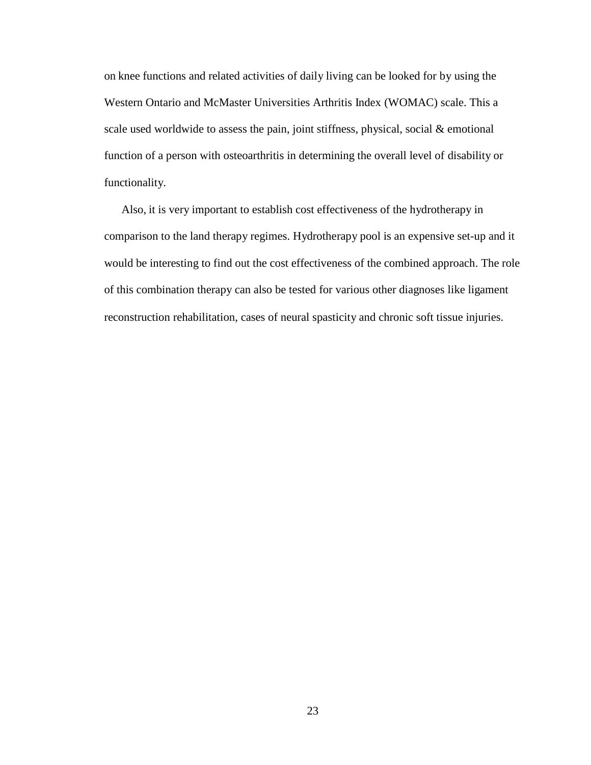on knee functions and related activities of daily living can be looked for by using the Western Ontario and McMaster Universities Arthritis Index (WOMAC) scale. This a scale used worldwide to assess the pain, joint stiffness, physical, social & emotional function of a person with osteoarthritis in determining the overall level of disability or functionality.

Also, it is very important to establish cost effectiveness of the hydrotherapy in comparison to the land therapy regimes. Hydrotherapy pool is an expensive set-up and it would be interesting to find out the cost effectiveness of the combined approach. The role of this combination therapy can also be tested for various other diagnoses like ligament reconstruction rehabilitation, cases of neural spasticity and chronic soft tissue injuries.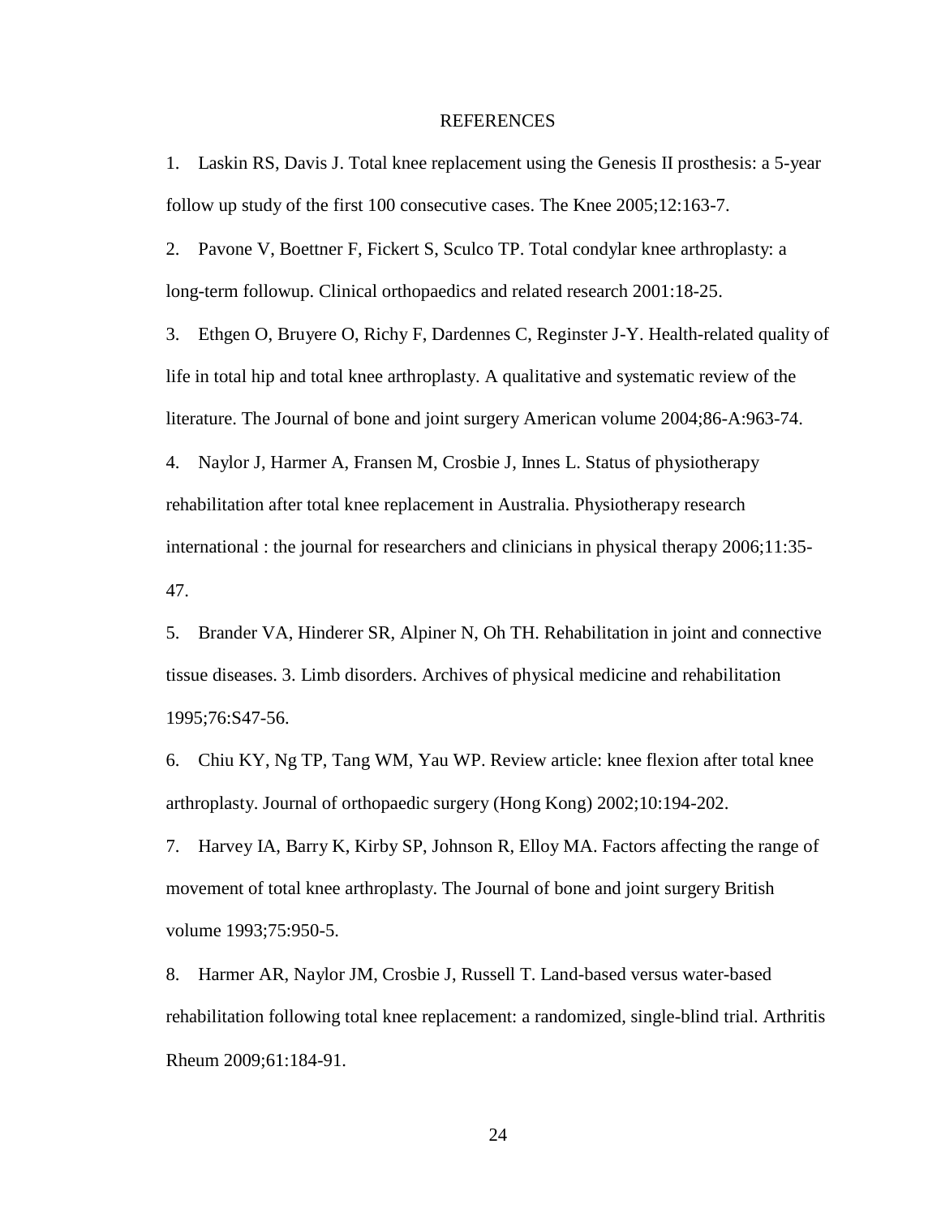# REFERENCES

1. Laskin RS, Davis J. Total knee replacement using the Genesis II prosthesis: a 5-year follow up study of the first 100 consecutive cases. The Knee 2005;12:163-7.
2. Pavone V, Boettner F, Fickert S, Sculco TP. Total condylar knee arthroplasty: a long-term followup. Clinical orthopaedics and related research 2001:18-25.
3. Ethgen O, Bruyere O, Richy F, Dardennes C, Reginster J-Y. Health-related quality of life in total hip and total knee arthroplasty. A qualitative and systematic review of the literature. The Journal of bone and joint surgery American volume 2004;86-A:963-74.
4. Naylor J, Harmer A, Fransen M, Crosbie J, Innes L. Status of physiotherapy rehabilitation after total knee replacement in Australia. Physiotherapy research international : the journal for researchers and clinicians in physical therapy 2006;11:35-47.
5. Brander VA, Hinderer SR, Alpiner N, Oh TH. Rehabilitation in joint and connective tissue diseases. 3. Limb disorders. Archives of physical medicine and rehabilitation 1995;76:S47-56.
6. Chiu KY, Ng TP, Tang WM, Yau WP. Review article: knee flexion after total knee arthroplasty. Journal of orthopaedic surgery (Hong Kong) 2002;10:194-202.
7. Harvey IA, Barry K, Kirby SP, Johnson R, Elloy MA. Factors affecting the range of movement of total knee arthroplasty. The Journal of bone and joint surgery British volume 1993;75:950-5.
8. Harmer AR, Naylor JM, Crosbie J, Russell T. Land-based versus water-based rehabilitation following total knee replacement: a randomized, single-blind trial. Arthritis Rheum 2009;61:184-91.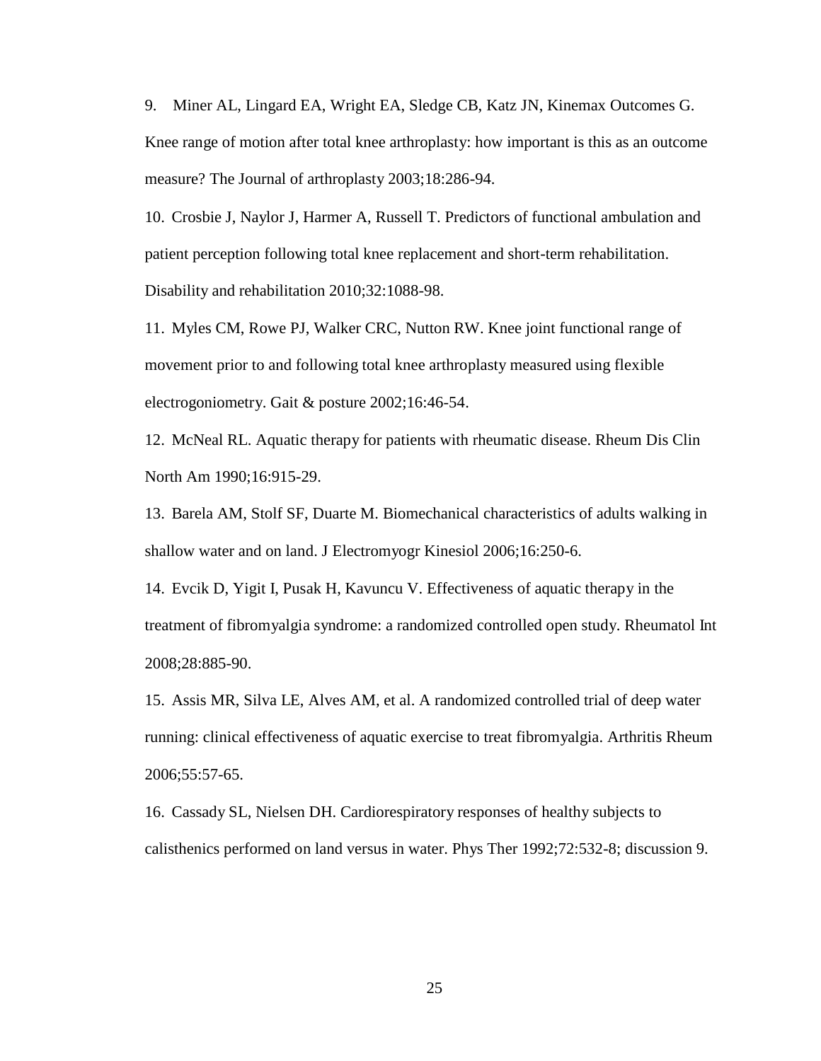9. Miner AL, Lingard EA, Wright EA, Sledge CB, Katz JN, Kinemax Outcomes G. Knee range of motion after total knee arthroplasty: how important is this as an outcome measure? The Journal of arthroplasty 2003;18:286-94.

10. Crosbie J, Naylor J, Harmer A, Russell T. Predictors of functional ambulation and patient perception following total knee replacement and short-term rehabilitation. Disability and rehabilitation 2010;32:1088-98.

11. Myles CM, Rowe PJ, Walker CRC, Nutton RW. Knee joint functional range of movement prior to and following total knee arthroplasty measured using flexible electrogoniometry. Gait & posture 2002;16:46-54.

12. McNeal RL. Aquatic therapy for patients with rheumatic disease. Rheum Dis Clin North Am 1990;16:915-29.

13. Barela AM, Stolf SF, Duarte M. Biomechanical characteristics of adults walking in shallow water and on land. J Electromyogr Kinesiol 2006;16:250-6.

14. Evcik D, Yigit I, Pusak H, Kavuncu V. Effectiveness of aquatic therapy in the treatment of fibromyalgia syndrome: a randomized controlled open study. Rheumatol Int 2008;28:885-90.

15. Assis MR, Silva LE, Alves AM, et al. A randomized controlled trial of deep water running: clinical effectiveness of aquatic exercise to treat fibromyalgia. Arthritis Rheum 2006;55:57-65.

16. Cassady SL, Nielsen DH. Cardiorespiratory responses of healthy subjects to calisthenics performed on land versus in water. Phys Ther 1992;72:532-8; discussion 9.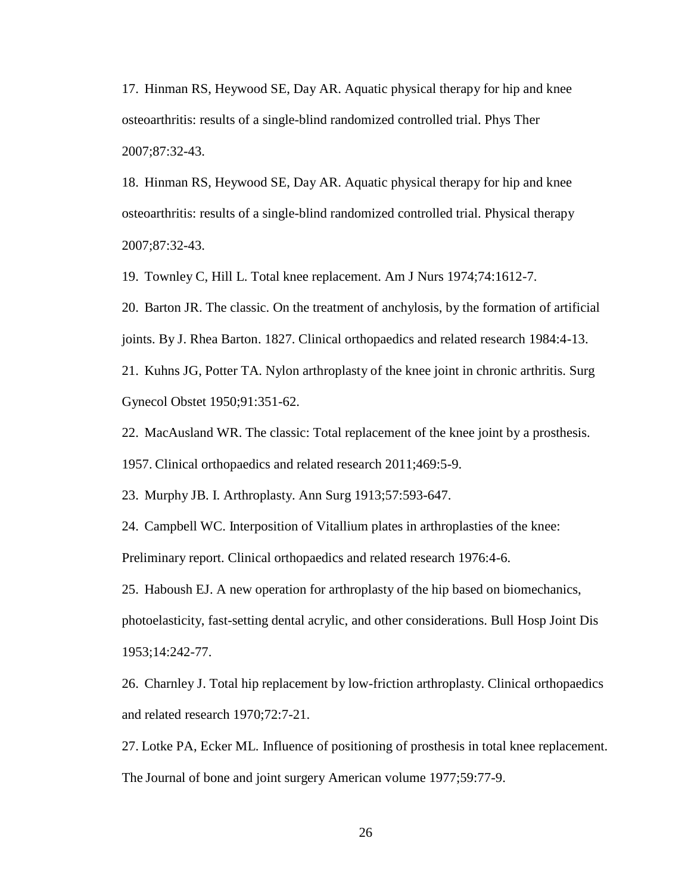17. Hinman RS, Heywood SE, Day AR. Aquatic physical therapy for hip and knee osteoarthritis: results of a single-blind randomized controlled trial. Phys Ther 2007;87:32-43.

18. Hinman RS, Heywood SE, Day AR. Aquatic physical therapy for hip and knee osteoarthritis: results of a single-blind randomized controlled trial. Physical therapy 2007;87:32-43.

19. Townley C, Hill L. Total knee replacement. Am J Nurs 1974;74:1612-7.

20. Barton JR. The classic. On the treatment of anchylosis, by the formation of artificial joints. By J. Rhea Barton. 1827. Clinical orthopaedics and related research 1984:4-13.

21. Kuhns JG, Potter TA. Nylon arthroplasty of the knee joint in chronic arthritis. Surg Gynecol Obstet 1950;91:351-62.

22. MacAusland WR. The classic: Total replacement of the knee joint by a prosthesis. 1957. Clinical orthopaedics and related research 2011;469:5-9.

23. Murphy JB. I. Arthroplasty. Ann Surg 1913;57:593-647.

24. Campbell WC. Interposition of Vitallium plates in arthroplasties of the knee: Preliminary report. Clinical orthopaedics and related research 1976:4-6.

25. Haboush EJ. A new operation for arthroplasty of the hip based on biomechanics, photoelasticity, fast-setting dental acrylic, and other considerations. Bull Hosp Joint Dis 1953;14:242-77.

26. Charnley J. Total hip replacement by low-friction arthroplasty. Clinical orthopaedics and related research 1970;72:7-21.

27. Lotke PA, Ecker ML. Influence of positioning of prosthesis in total knee replacement. The Journal of bone and joint surgery American volume 1977;59:77-9.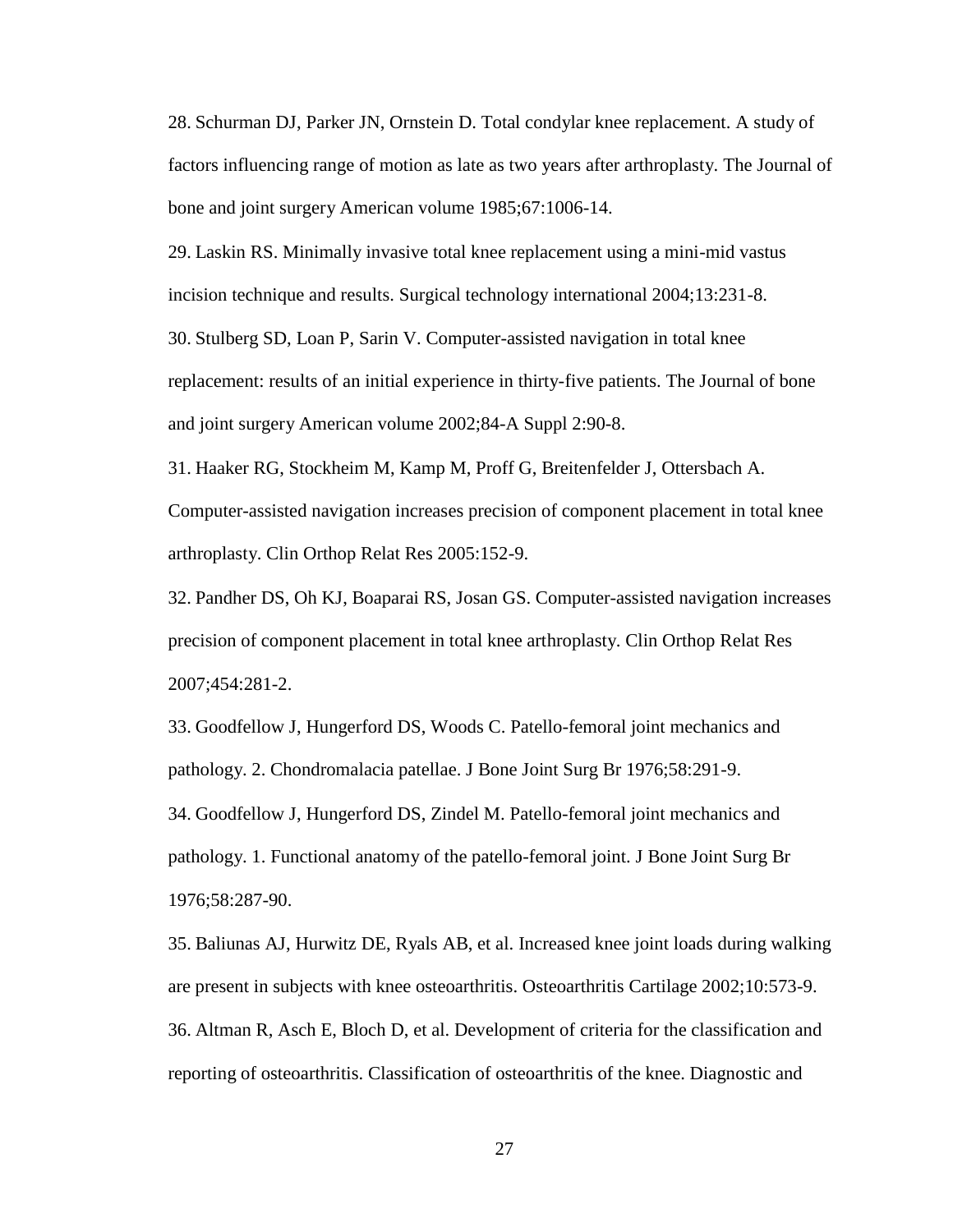28. Schurman DJ, Parker JN, Ornstein D. Total condylar knee replacement. A study of factors influencing range of motion as late as two years after arthroplasty. The Journal of bone and joint surgery American volume 1985;67:1006-14.

29. Laskin RS. Minimally invasive total knee replacement using a mini-mid vastus incision technique and results. Surgical technology international 2004;13:231-8.

30. Stulberg SD, Loan P, Sarin V. Computer-assisted navigation in total knee replacement: results of an initial experience in thirty-five patients. The Journal of bone and joint surgery American volume 2002;84-A Suppl 2:90-8.

31. Haaker RG, Stockheim M, Kamp M, Proff G, Breitenfelder J, Ottersbach A. Computer-assisted navigation increases precision of component placement in total knee arthroplasty. Clin Orthop Relat Res 2005:152-9.

32. Pandher DS, Oh KJ, Boaparai RS, Josan GS. Computer-assisted navigation increases precision of component placement in total knee arthroplasty. Clin Orthop Relat Res 2007;454:281-2.

33. Goodfellow J, Hungerford DS, Woods C. Patello-femoral joint mechanics and pathology. 2. Chondromalacia patellae. J Bone Joint Surg Br 1976;58:291-9.

34. Goodfellow J, Hungerford DS, Zindel M. Patello-femoral joint mechanics and pathology. 1. Functional anatomy of the patello-femoral joint. J Bone Joint Surg Br 1976;58:287-90.

35. Baliunas AJ, Hurwitz DE, Ryals AB, et al. Increased knee joint loads during walking are present in subjects with knee osteoarthritis. Osteoarthritis Cartilage 2002;10:573-9.

36. Altman R, Asch E, Bloch D, et al. Development of criteria for the classification and reporting of osteoarthritis. Classification of osteoarthritis of the knee. Diagnostic and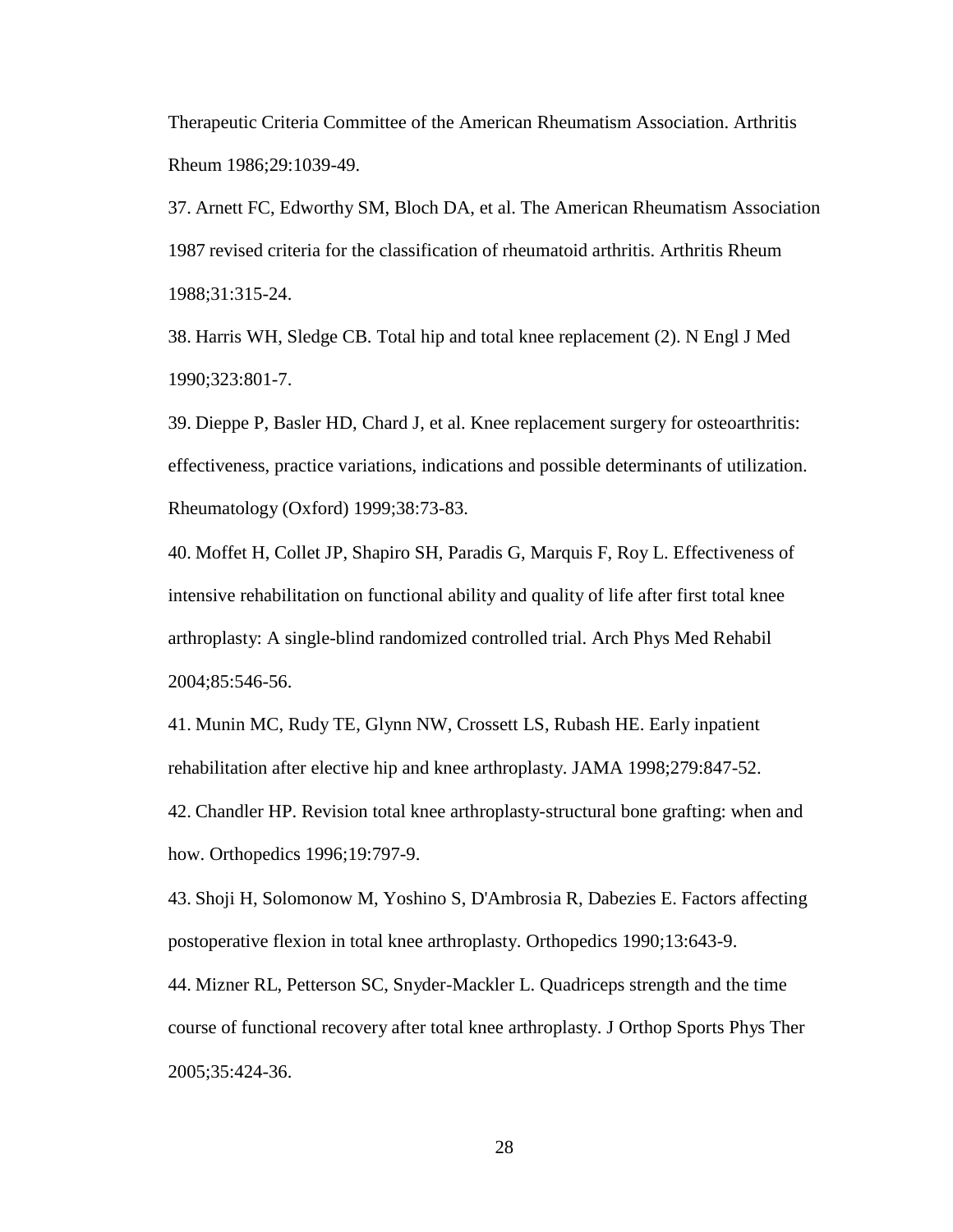Therapeutic Criteria Committee of the American Rheumatism Association. Arthritis Rheum 1986;29:1039-49.

37. Arnett FC, Edworthy SM, Bloch DA, et al. The American Rheumatism Association 1987 revised criteria for the classification of rheumatoid arthritis. Arthritis Rheum 1988;31:315-24.

38. Harris WH, Sledge CB. Total hip and total knee replacement (2). N Engl J Med 1990;323:801-7.

39. Dieppe P, Basler HD, Chard J, et al. Knee replacement surgery for osteoarthritis: effectiveness, practice variations, indications and possible determinants of utilization. Rheumatology (Oxford) 1999;38:73-83.

40. Moffet H, Collet JP, Shapiro SH, Paradis G, Marquis F, Roy L. Effectiveness of intensive rehabilitation on functional ability and quality of life after first total knee arthroplasty: A single-blind randomized controlled trial. Arch Phys Med Rehabil 2004;85:546-56.

41. Munin MC, Rudy TE, Glynn NW, Crossett LS, Rubash HE. Early inpatient rehabilitation after elective hip and knee arthroplasty. JAMA 1998;279:847-52.

42. Chandler HP. Revision total knee arthroplasty-structural bone grafting: when and how. Orthopedics 1996;19:797-9.

43. Shoji H, Solomonow M, Yoshino S, D'Ambrosia R, Dabezies E. Factors affecting postoperative flexion in total knee arthroplasty. Orthopedics 1990;13:643-9.

44. Mizner RL, Petterson SC, Snyder-Mackler L. Quadriceps strength and the time course of functional recovery after total knee arthroplasty. J Orthop Sports Phys Ther 2005;35:424-36.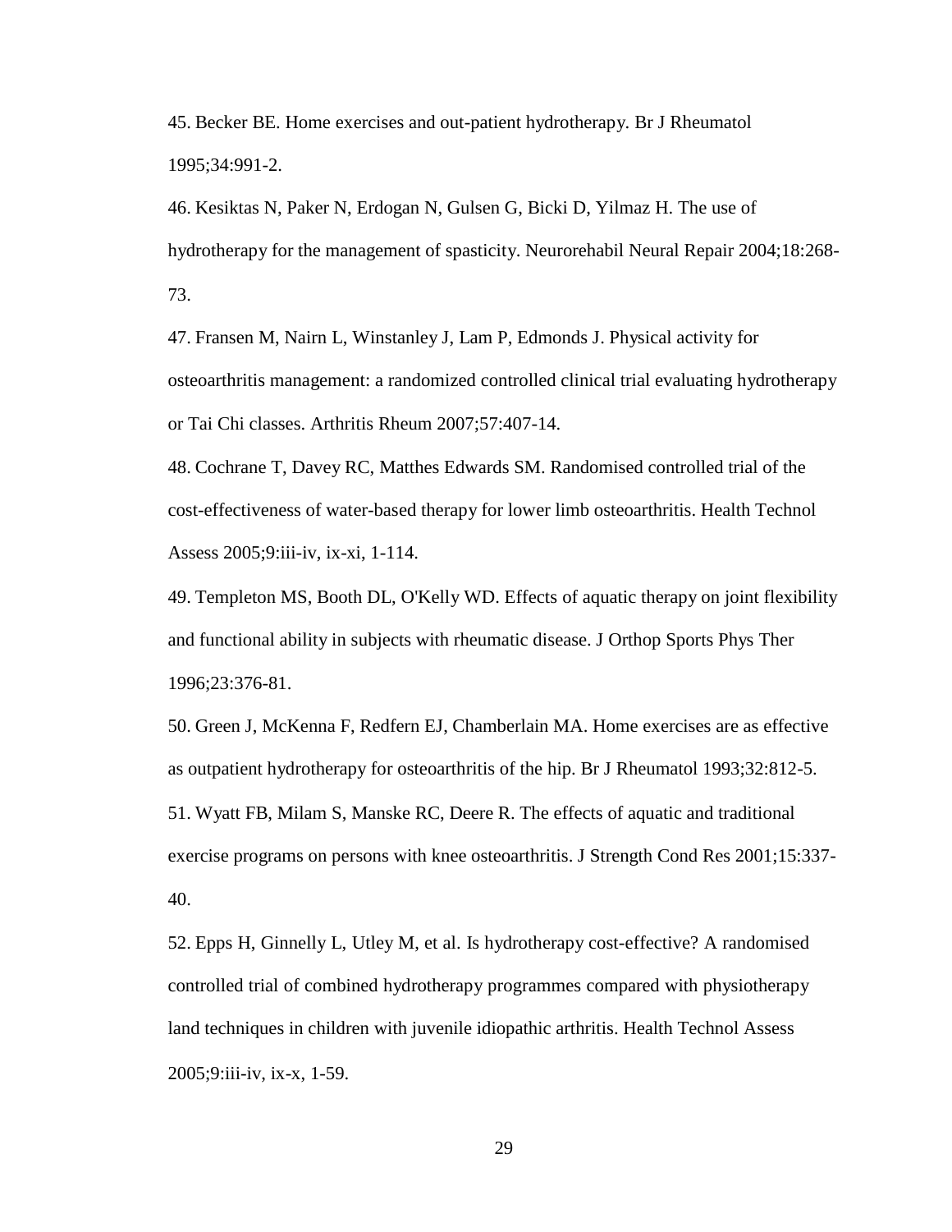45. Becker BE. Home exercises and out-patient hydrotherapy. Br J Rheumatol 1995;34:991-2.

46. Kesiktas N, Paker N, Erdogan N, Gulsen G, Bicki D, Yilmaz H. The use of hydrotherapy for the management of spasticity. Neurorehabil Neural Repair 2004;18:268-73.

47. Fransen M, Nairn L, Winstanley J, Lam P, Edmonds J. Physical activity for osteoarthritis management: a randomized controlled clinical trial evaluating hydrotherapy or Tai Chi classes. Arthritis Rheum 2007;57:407-14.

48. Cochrane T, Davey RC, Matthes Edwards SM. Randomised controlled trial of the cost-effectiveness of water-based therapy for lower limb osteoarthritis. Health Technol Assess 2005;9:iii-iv, ix-xi, 1-114.

49. Templeton MS, Booth DL, O'Kelly WD. Effects of aquatic therapy on joint flexibility and functional ability in subjects with rheumatic disease. J Orthop Sports Phys Ther 1996;23:376-81.

50. Green J, McKenna F, Redfern EJ, Chamberlain MA. Home exercises are as effective as outpatient hydrotherapy for osteoarthritis of the hip. Br J Rheumatol 1993;32:812-5.

51. Wyatt FB, Milam S, Manske RC, Deere R. The effects of aquatic and traditional exercise programs on persons with knee osteoarthritis. J Strength Cond Res 2001;15:337-40.

52. Epps H, Ginnelly L, Utley M, et al. Is hydrotherapy cost-effective? A randomised controlled trial of combined hydrotherapy programmes compared with physiotherapy land techniques in children with juvenile idiopathic arthritis. Health Technol Assess 2005;9:iii-iv, ix-x, 1-59.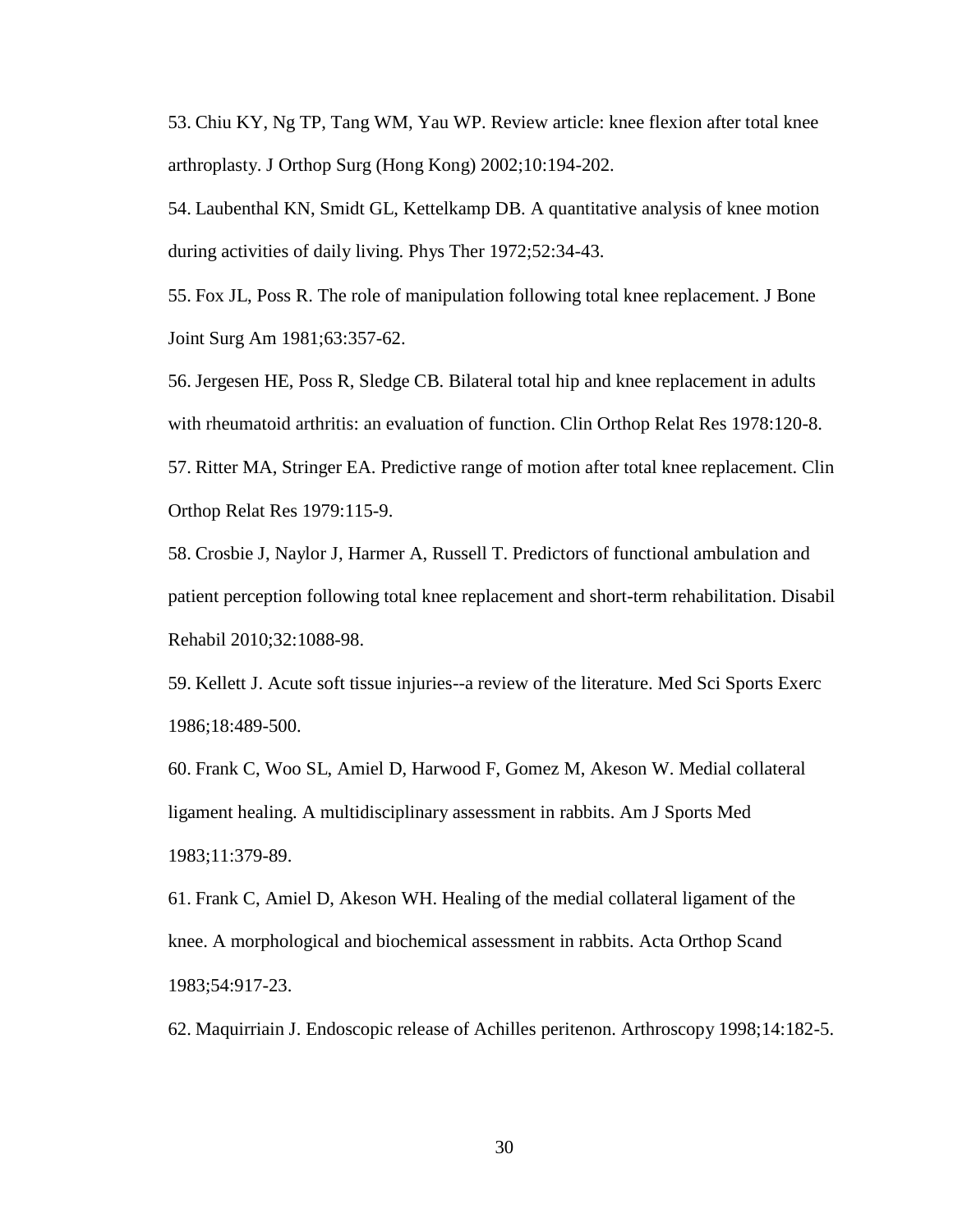53. Chiu KY, Ng TP, Tang WM, Yau WP. Review article: knee flexion after total knee arthroplasty. J Orthop Surg (Hong Kong) 2002;10:194-202.

54. Laubenthal KN, Smidt GL, Kettelkamp DB. A quantitative analysis of knee motion during activities of daily living. Phys Ther 1972;52:34-43.

55. Fox JL, Poss R. The role of manipulation following total knee replacement. J Bone Joint Surg Am 1981;63:357-62.

56. Jergesen HE, Poss R, Sledge CB. Bilateral total hip and knee replacement in adults with rheumatoid arthritis: an evaluation of function. Clin Orthop Relat Res 1978:120-8.

57. Ritter MA, Stringer EA. Predictive range of motion after total knee replacement. Clin Orthop Relat Res 1979:115-9.

58. Crosbie J, Naylor J, Harmer A, Russell T. Predictors of functional ambulation and patient perception following total knee replacement and short-term rehabilitation. Disabil Rehabil 2010;32:1088-98.

59. Kellett J. Acute soft tissue injuries--a review of the literature. Med Sci Sports Exerc 1986;18:489-500.

60. Frank C, Woo SL, Amiel D, Harwood F, Gomez M, Akeson W. Medial collateral ligament healing. A multidisciplinary assessment in rabbits. Am J Sports Med 1983;11:379-89.

61. Frank C, Amiel D, Akeson WH. Healing of the medial collateral ligament of the knee. A morphological and biochemical assessment in rabbits. Acta Orthop Scand 1983;54:917-23.

62. Maquirriain J. Endoscopic release of Achilles peritenon. Arthroscopy 1998;14:182-5.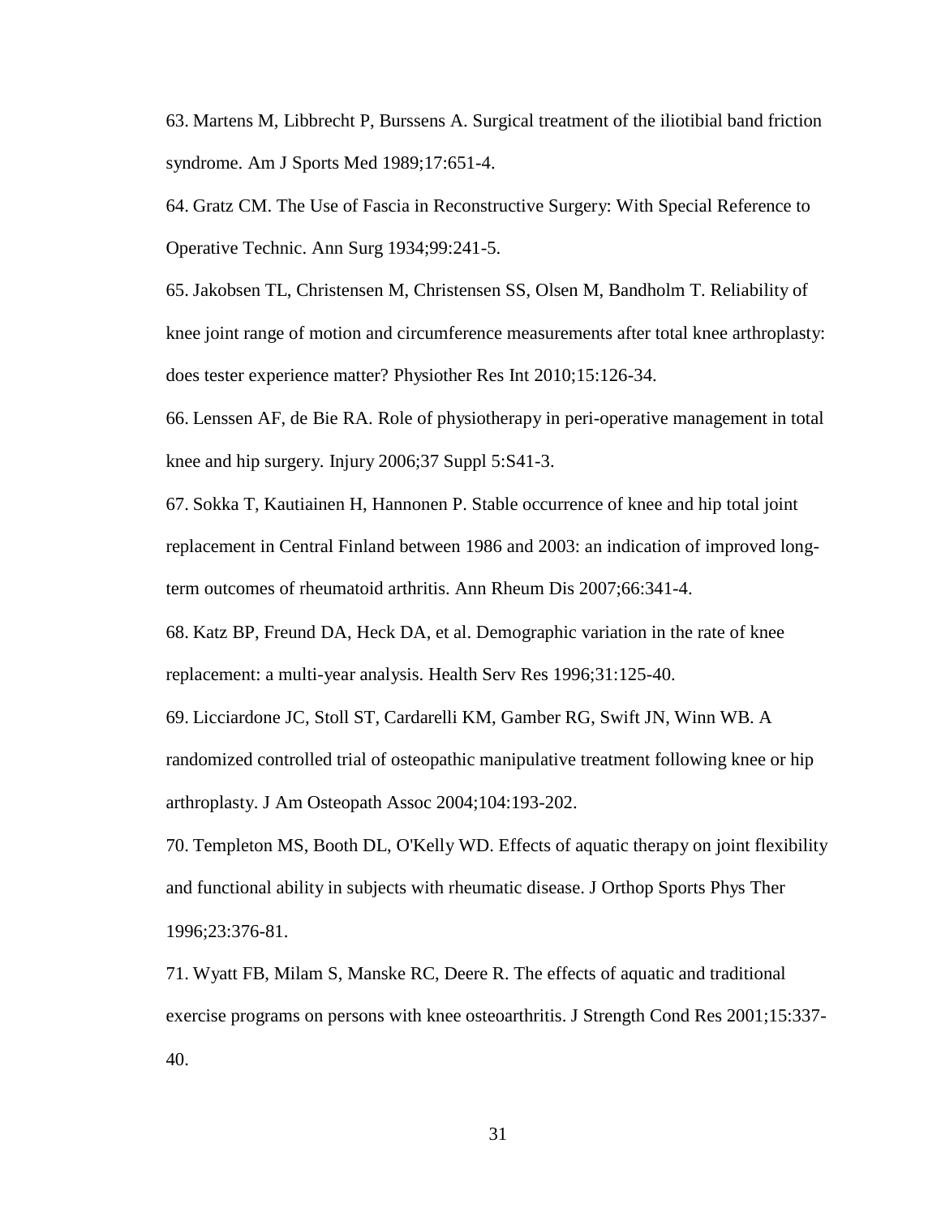63. Martens M, Libbrecht P, Burssens A. Surgical treatment of the iliotibial band friction syndrome. Am J Sports Med 1989;17:651-4.

64. Gratz CM. The Use of Fascia in Reconstructive Surgery: With Special Reference to Operative Technic. Ann Surg 1934;99:241-5.

65. Jakobsen TL, Christensen M, Christensen SS, Olsen M, Bandholm T. Reliability of knee joint range of motion and circumference measurements after total knee arthroplasty: does tester experience matter? Physiother Res Int 2010;15:126-34.

66. Lenssen AF, de Bie RA. Role of physiotherapy in peri-operative management in total knee and hip surgery. Injury 2006;37 Suppl 5:S41-3.

67. Sokka T, Kautiainen H, Hannonen P. Stable occurrence of knee and hip total joint replacement in Central Finland between 1986 and 2003: an indication of improved long-term outcomes of rheumatoid arthritis. Ann Rheum Dis 2007;66:341-4.

68. Katz BP, Freund DA, Heck DA, et al. Demographic variation in the rate of knee replacement: a multi-year analysis. Health Serv Res 1996;31:125-40.

69. Licciardone JC, Stoll ST, Cardarelli KM, Gamber RG, Swift JN, Winn WB. A randomized controlled trial of osteopathic manipulative treatment following knee or hip arthroplasty. J Am Osteopath Assoc 2004;104:193-202.

70. Templeton MS, Booth DL, O'Kelly WD. Effects of aquatic therapy on joint flexibility and functional ability in subjects with rheumatic disease. J Orthop Sports Phys Ther 1996;23:376-81.

71. Wyatt FB, Milam S, Manske RC, Deere R. The effects of aquatic and traditional exercise programs on persons with knee osteoarthritis. J Strength Cond Res 2001;15:337-40.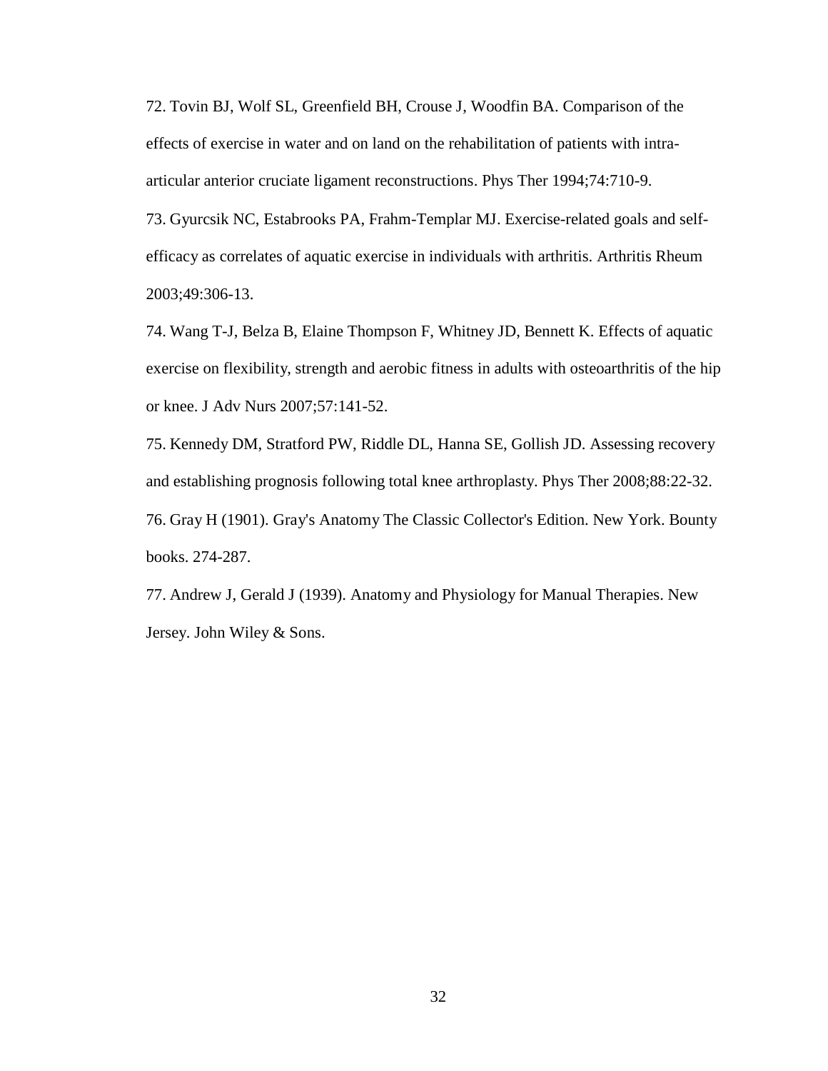72. Tovin BJ, Wolf SL, Greenfield BH, Crouse J, Woodfin BA. Comparison of the effects of exercise in water and on land on the rehabilitation of patients with intra-articular anterior cruciate ligament reconstructions. Phys Ther 1994;74:710-9.

73. Gyurcsik NC, Estabrooks PA, Frahm-Templar MJ. Exercise-related goals and self-efficacy as correlates of aquatic exercise in individuals with arthritis. Arthritis Rheum 2003;49:306-13.

74. Wang T-J, Belza B, Elaine Thompson F, Whitney JD, Bennett K. Effects of aquatic exercise on flexibility, strength and aerobic fitness in adults with osteoarthritis of the hip or knee. J Adv Nurs 2007;57:141-52.

75. Kennedy DM, Stratford PW, Riddle DL, Hanna SE, Gollish JD. Assessing recovery and establishing prognosis following total knee arthroplasty. Phys Ther 2008;88:22-32.

76. Gray H (1901). Gray's Anatomy The Classic Collector's Edition. New York. Bounty books. 274-287.

77. Andrew J, Gerald J (1939). Anatomy and Physiology for Manual Therapies. New Jersey. John Wiley & Sons.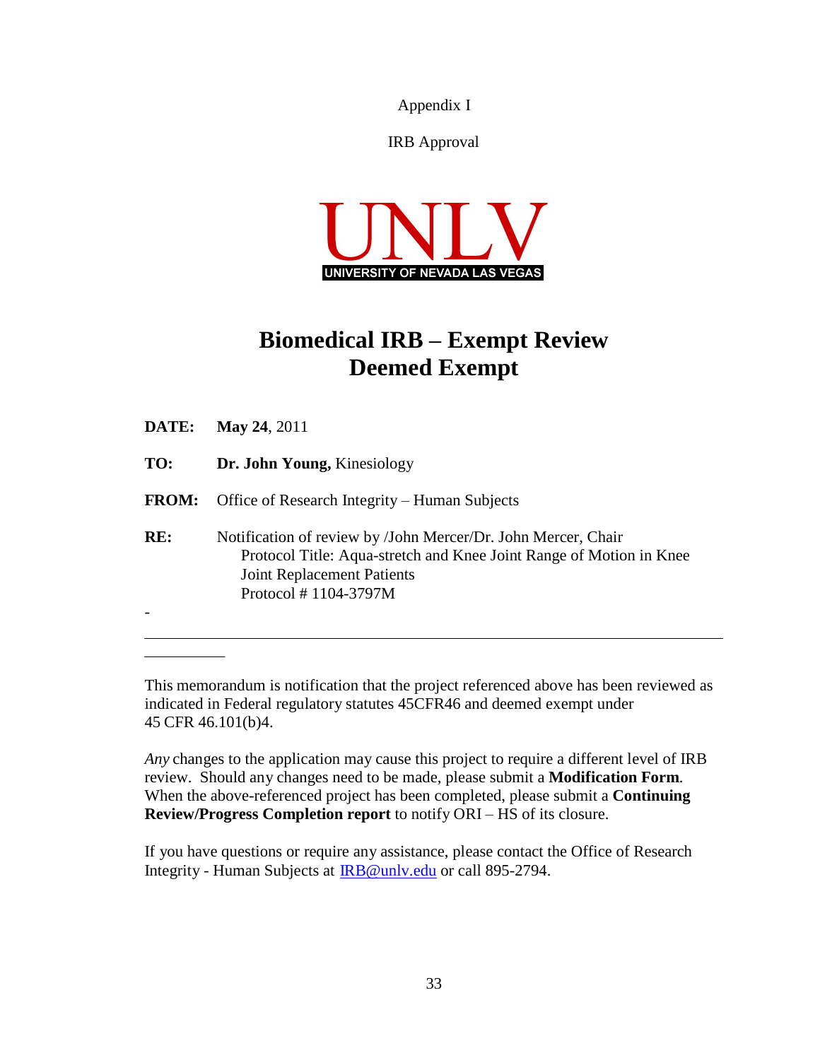Appendix I

IRB Approval

UNLV
UNIVERSITY OF NEVADA LAS VEGAS

# Biomedical IRB – Exempt Review
# Deemed Exempt

**DATE:** **May 24**, 2011

**TO:** **Dr. John Young,** Kinesiology

**FROM:** Office of Research Integrity – Human Subjects

**RE:** Notification of review by /John Mercer/Dr. John Mercer, Chair
Protocol Title: Aqua-stretch and Knee Joint Range of Motion in Knee Joint Replacement Patients
Protocol # 1104-3797M

-

---

This memorandum is notification that the project referenced above has been reviewed as indicated in Federal regulatory statutes 45CFR46 and deemed exempt under 45 CFR 46.101(b)4.

*Any* changes to the application may cause this project to require a different level of IRB review. Should any changes need to be made, please submit a **Modification Form**. When the above-referenced project has been completed, please submit a **Continuing Review/Progress Completion report** to notify ORI – HS of its closure.

If you have questions or require any assistance, please contact the Office of Research Integrity - Human Subjects at IRB@unlv.edu or call 895-2794.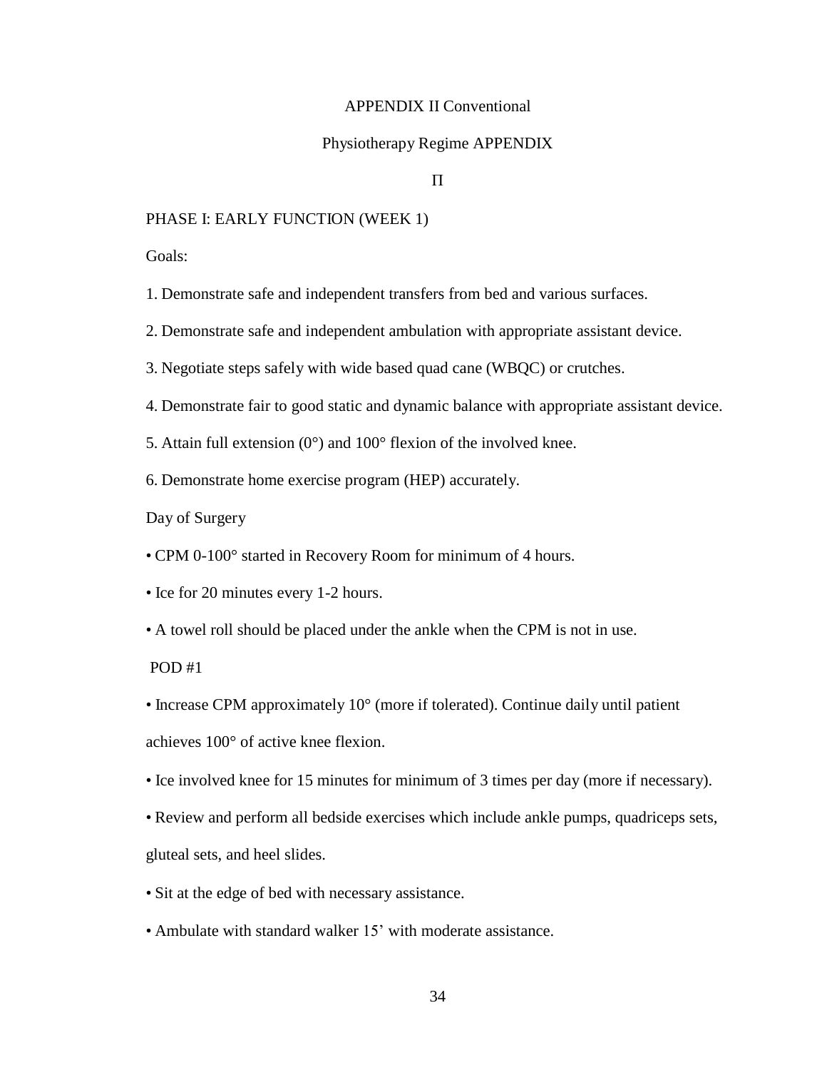APPENDIX II Conventional

Physiotherapy Regime APPENDIX

Π

PHASE I: EARLY FUNCTION (WEEK 1)

Goals:

1. Demonstrate safe and independent transfers from bed and various surfaces.
2. Demonstrate safe and independent ambulation with appropriate assistant device.
3. Negotiate steps safely with wide based quad cane (WBQC) or crutches.
4. Demonstrate fair to good static and dynamic balance with appropriate assistant device.
5. Attain full extension (0°) and 100° flexion of the involved knee.
6. Demonstrate home exercise program (HEP) accurately.

Day of Surgery

- CPM 0-100° started in Recovery Room for minimum of 4 hours.
- Ice for 20 minutes every 1-2 hours.
- A towel roll should be placed under the ankle when the CPM is not in use.

POD #1

- Increase CPM approximately 10° (more if tolerated). Continue daily until patient achieves 100° of active knee flexion.
- Ice involved knee for 15 minutes for minimum of 3 times per day (more if necessary).
- Review and perform all bedside exercises which include ankle pumps, quadriceps sets, gluteal sets, and heel slides.
- Sit at the edge of bed with necessary assistance.
- Ambulate with standard walker 15' with moderate assistance.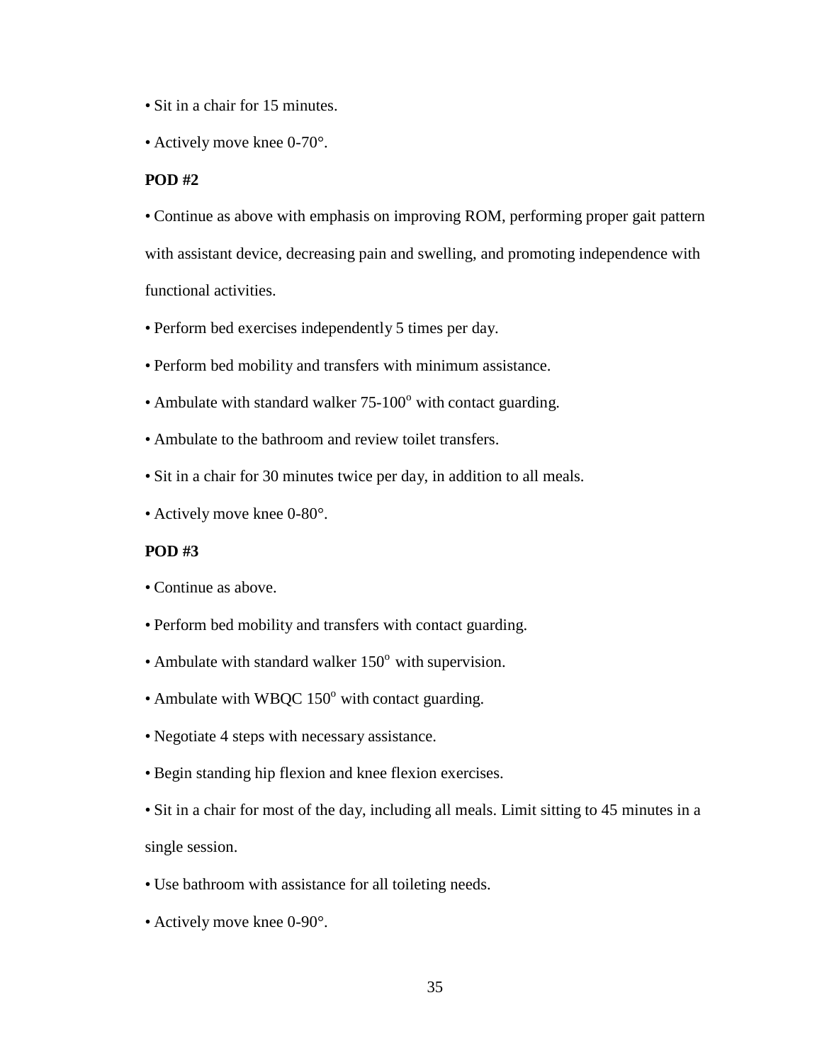- Sit in a chair for 15 minutes.
- Actively move knee 0-70°.

**POD #2**

- Continue as above with emphasis on improving ROM, performing proper gait pattern with assistant device, decreasing pain and swelling, and promoting independence with functional activities.
- Perform bed exercises independently 5 times per day.
- Perform bed mobility and transfers with minimum assistance.
- Ambulate with standard walker 75-100° with contact guarding.
- Ambulate to the bathroom and review toilet transfers.
- Sit in a chair for 30 minutes twice per day, in addition to all meals.
- Actively move knee 0-80°.

**POD #3**

- Continue as above.
- Perform bed mobility and transfers with contact guarding.
- Ambulate with standard walker 150° with supervision.
- Ambulate with WBQC 150° with contact guarding.
- Negotiate 4 steps with necessary assistance.
- Begin standing hip flexion and knee flexion exercises.
- Sit in a chair for most of the day, including all meals. Limit sitting to 45 minutes in a single session.
- Use bathroom with assistance for all toileting needs.
- Actively move knee 0-90°.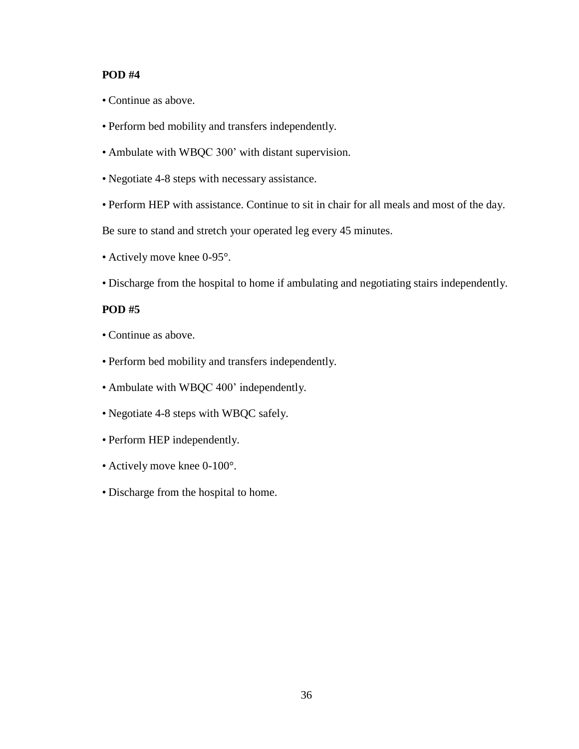**POD #4**

- Continue as above.
- Perform bed mobility and transfers independently.
- Ambulate with WBQC 300’ with distant supervision.
- Negotiate 4-8 steps with necessary assistance.
- Perform HEP with assistance. Continue to sit in chair for all meals and most of the day.

Be sure to stand and stretch your operated leg every 45 minutes.

- Actively move knee 0-95°.
- Discharge from the hospital to home if ambulating and negotiating stairs independently.

**POD #5**

- Continue as above.
- Perform bed mobility and transfers independently.
- Ambulate with WBQC 400’ independently.
- Negotiate 4-8 steps with WBQC safely.
- Perform HEP independently.
- Actively move knee 0-100°.
- Discharge from the hospital to home.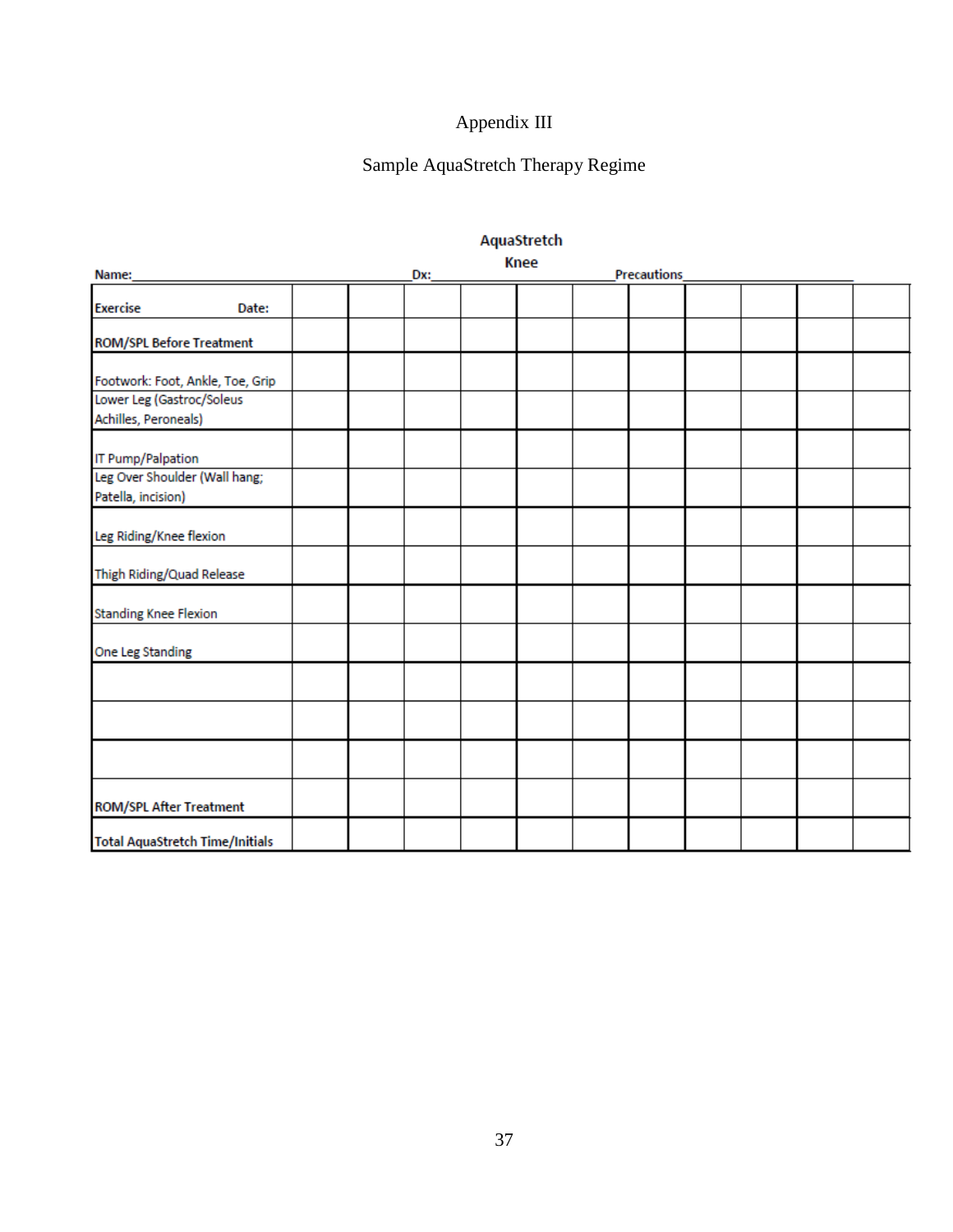Appendix III

Sample AquaStretch Therapy Regime

**AquaStretch**

**Knee**

**Name:**\_\_\_\_\_\_\_\_\_\_\_\_\_\_\_\_\_\_\_\_\_\_\_\_\_\_\_\_\_\_\_\_\_\_ **Dx:**\_\_\_\_\_\_\_\_\_\_\_\_\_\_\_\_\_\_\_\_\_\_\_\_\_\_ **Precautions**\_\_\_\_\_\_\_\_\_\_\_\_\_\_\_\_\_\_\_\_\_\_

| **Exercise** **Date:** | | | | | | | | | | | |
|---|---|---|---|---|---|---|---|---|---|---|---|
| **ROM/SPL Before Treatment** | | | | | | | | | | | |
| Footwork: Foot, Ankle, Toe, Grip | | | | | | | | | | | |
| Lower Leg (Gastroc/Soleus Achilles, Peroneals) | | | | | | | | | | | |
| IT Pump/Palpation | | | | | | | | | | | |
| Leg Over Shoulder (Wall hang; Patella, incision) | | | | | | | | | | | |
| Leg Riding/Knee flexion | | | | | | | | | | | |
| Thigh Riding/Quad Release | | | | | | | | | | | |
| Standing Knee Flexion | | | | | | | | | | | |
| One Leg Standing | | | | | | | | | | | |
| | | | | | | | | | | | |
| | | | | | | | | | | | |
| | | | | | | | | | | | |
| **ROM/SPL After Treatment** | | | | | | | | | | | |
| **Total AquaStretch Time/Initials** | | | | | | | | | | | |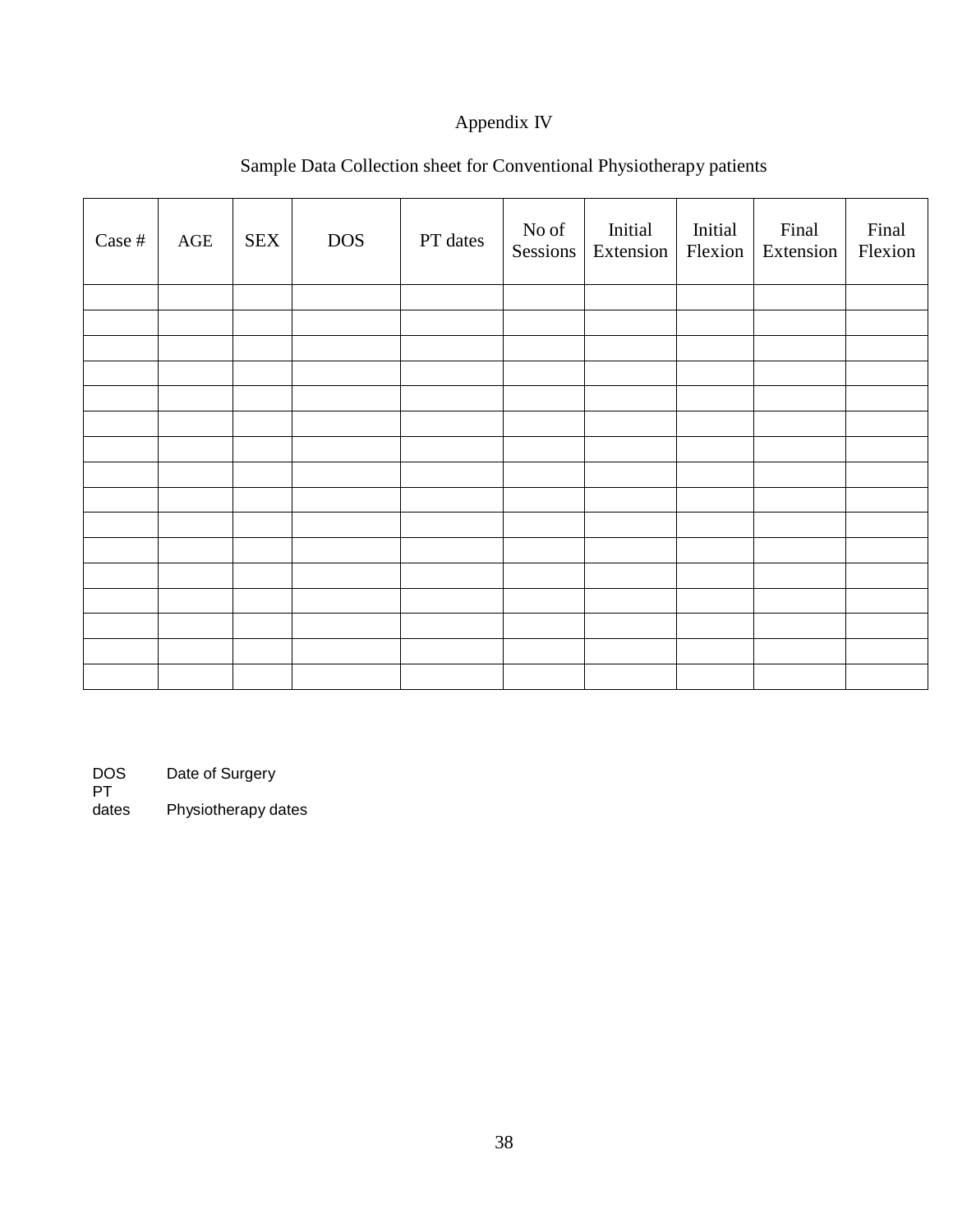# Appendix IV

## Sample Data Collection sheet for Conventional Physiotherapy patients

| Case # | AGE | SEX | DOS | PT dates | No of Sessions | Initial Extension | Initial Flexion | Final Extension | Final Flexion |
|---|---|---|---|---|---|---|---|---|---|
| | | | | | | | | | |
| | | | | | | | | | |
| | | | | | | | | | |
| | | | | | | | | | |
| | | | | | | | | | |
| | | | | | | | | | |
| | | | | | | | | | |
| | | | | | | | | | |
| | | | | | | | | | |
| | | | | | | | | | |
| | | | | | | | | | |
| | | | | | | | | | |
| | | | | | | | | | |
| | | | | | | | | | |
| | | | | | | | | | |
| | | | | | | | | | |

DOS Date of Surgery
PT dates Physiotherapy dates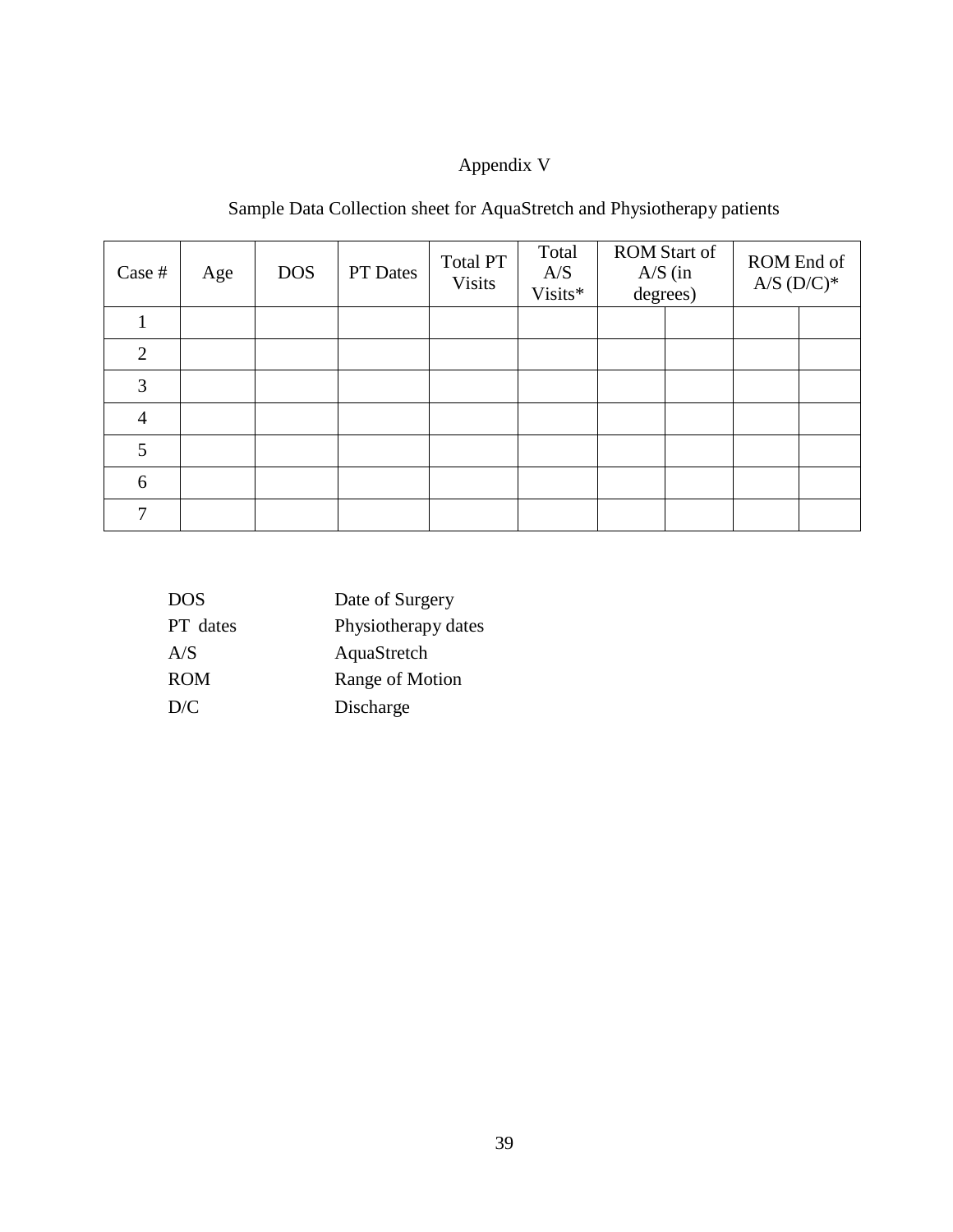# Appendix V

## Sample Data Collection sheet for AquaStretch and Physiotherapy patients

| Case # | Age | DOS | PT Dates | Total PT Visits | Total A/S Visits* | ROM Start of A/S (in degrees) | | ROM End of A/S (D/C)* | |
|---|---|---|---|---|---|---|---|---|---|
| 1 | | | | | | | | | |
| 2 | | | | | | | | | |
| 3 | | | | | | | | | |
| 4 | | | | | | | | | |
| 5 | | | | | | | | | |
| 6 | | | | | | | | | |
| 7 | | | | | | | | | |

DOS Date of Surgery
PT dates Physiotherapy dates
A/S AquaStretch
ROM Range of Motion
D/C Discharge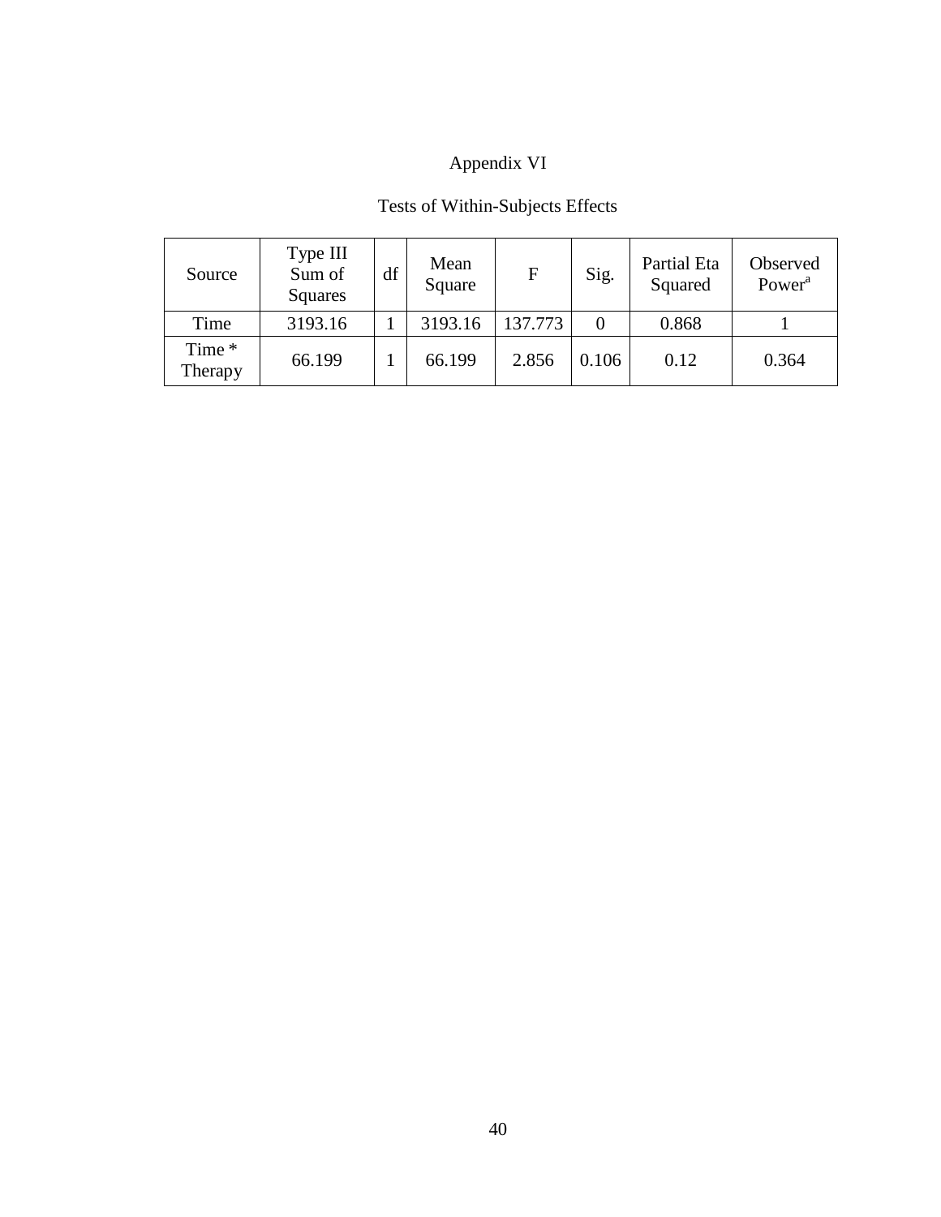# Appendix VI

## Tests of Within-Subjects Effects

| Source | Type III Sum of Squares | df | Mean Square | F | Sig. | Partial Eta Squared | Observed Power[a] |
|---|---|---|---|---|---|---|---|
| Time | 3193.16 | 1 | 3193.16 | 137.773 | 0 | 0.868 | 1 |
| Time * Therapy | 66.199 | 1 | 66.199 | 2.856 | 0.106 | 0.12 | 0.364 |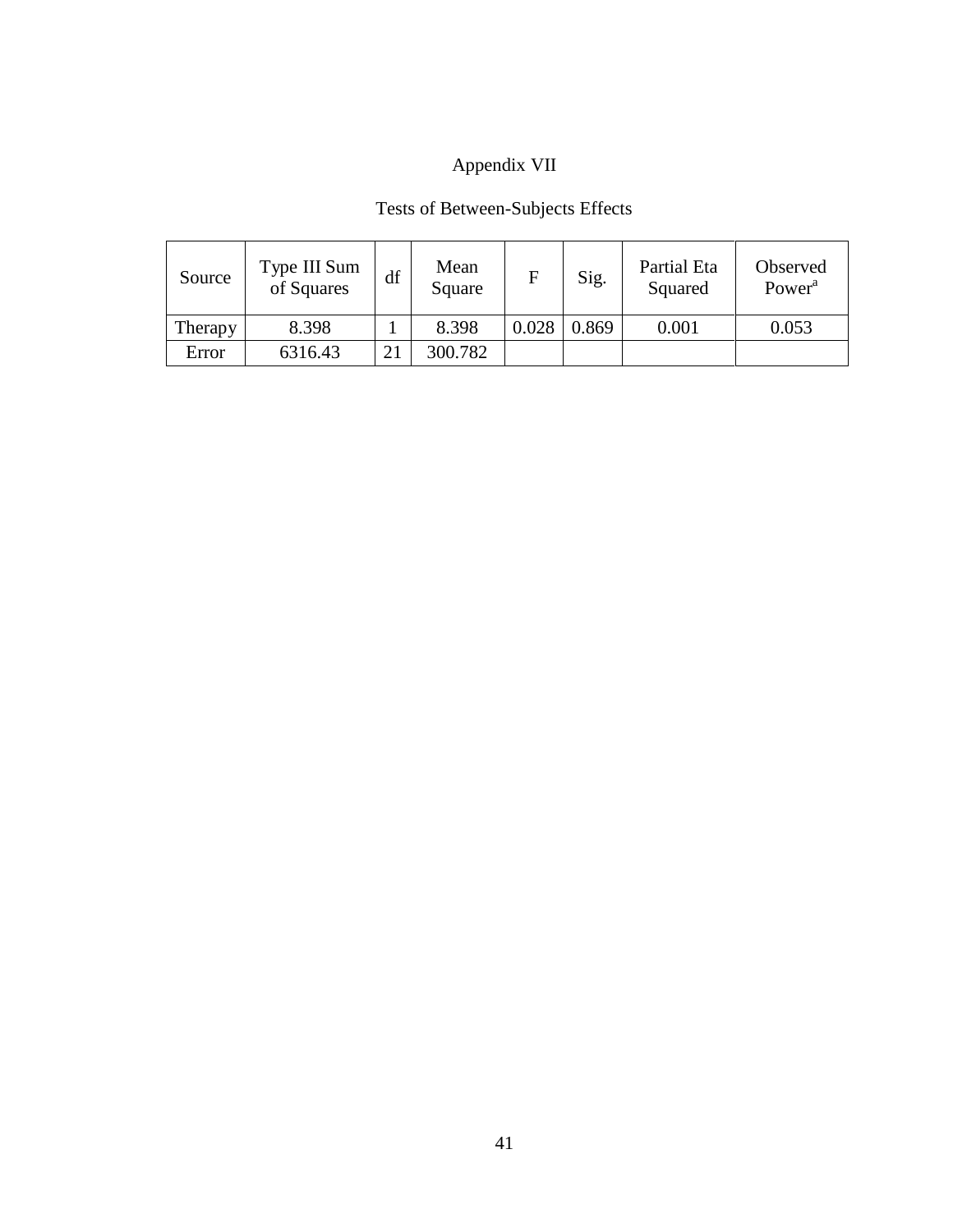# Appendix VII

## Tests of Between-Subjects Effects

| Source | Type III Sum of Squares | df | Mean Square | F | Sig. | Partial Eta Squared | Observed Power[a] |
|---|---|---|---|---|---|---|---|
| Therapy | 8.398 | 1 | 8.398 | 0.028 | 0.869 | 0.001 | 0.053 |
| Error | 6316.43 | 21 | 300.782 | | | | |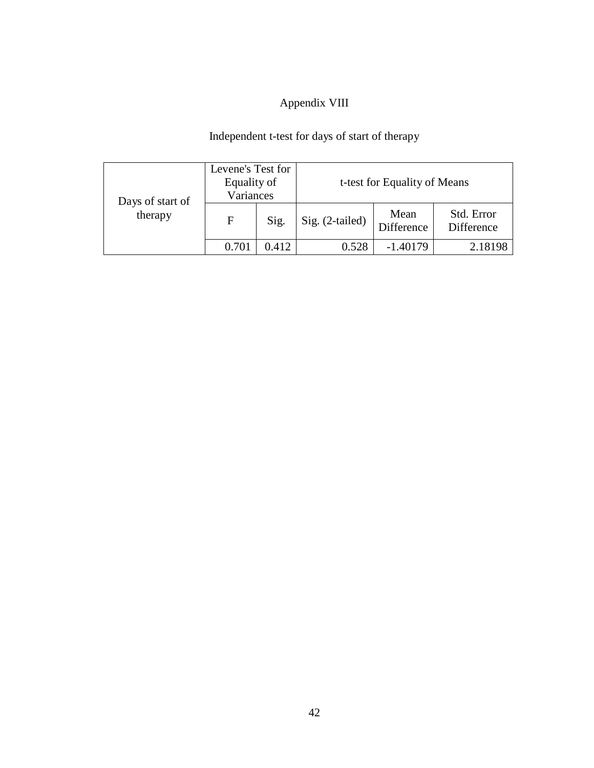# Appendix VIII

## Independent t-test for days of start of therapy

| Days of start of therapy | Levene's Test for Equality of Variances | | t-test for Equality of Means | | |
|---|---|---|---|---|---|
| | F | Sig. | Sig. (2-tailed) | Mean Difference | Std. Error Difference |
| | 0.701 | 0.412 | 0.528 | -1.40179 | 2.18198 |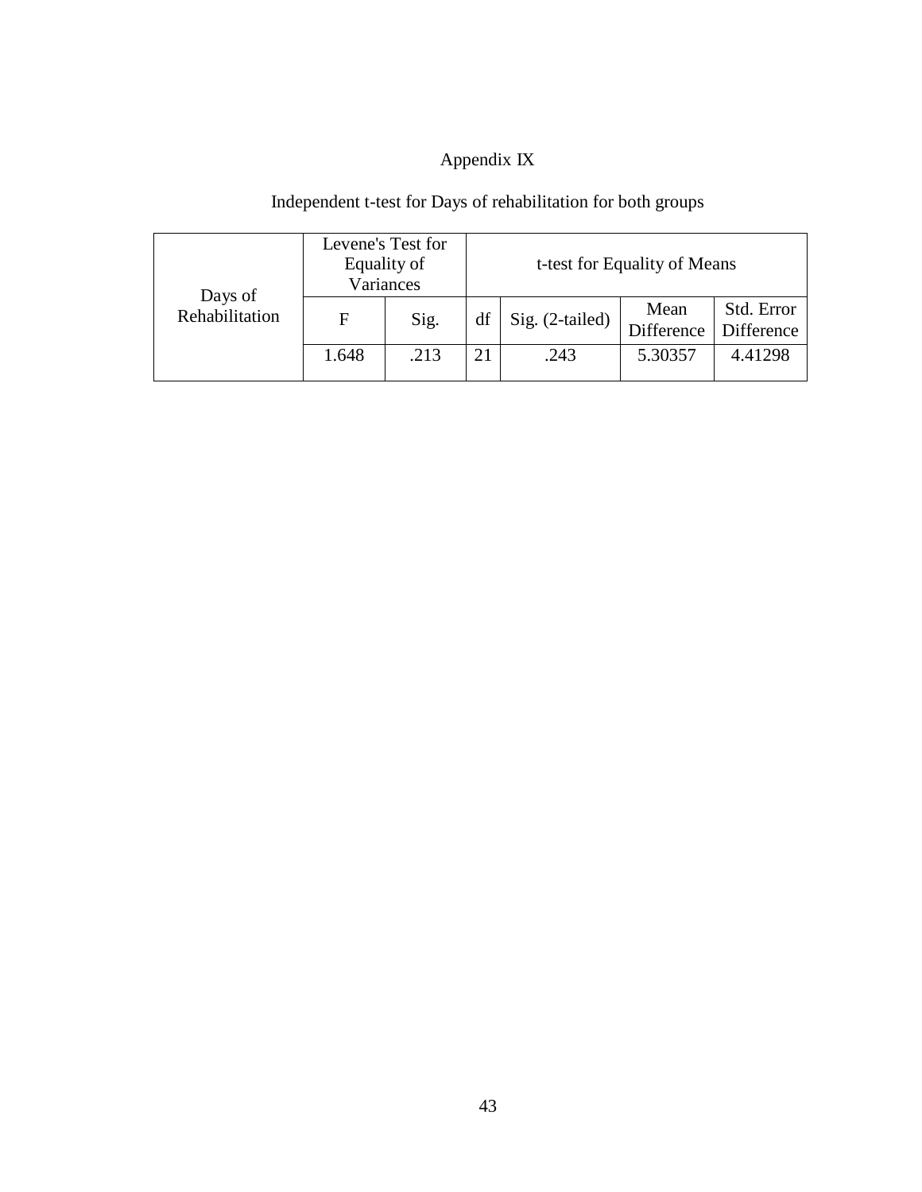# Appendix IX

Independent t-test for Days of rehabilitation for both groups

| Days of Rehabilitation | Levene's Test for Equality of Variances | | t-test for Equality of Means | | | |
|---|---|---|---|---|---|---|
| | F | Sig. | df | Sig. (2-tailed) | Mean Difference | Std. Error Difference |
| | 1.648 | .213 | 21 | .243 | 5.30357 | 4.41298 |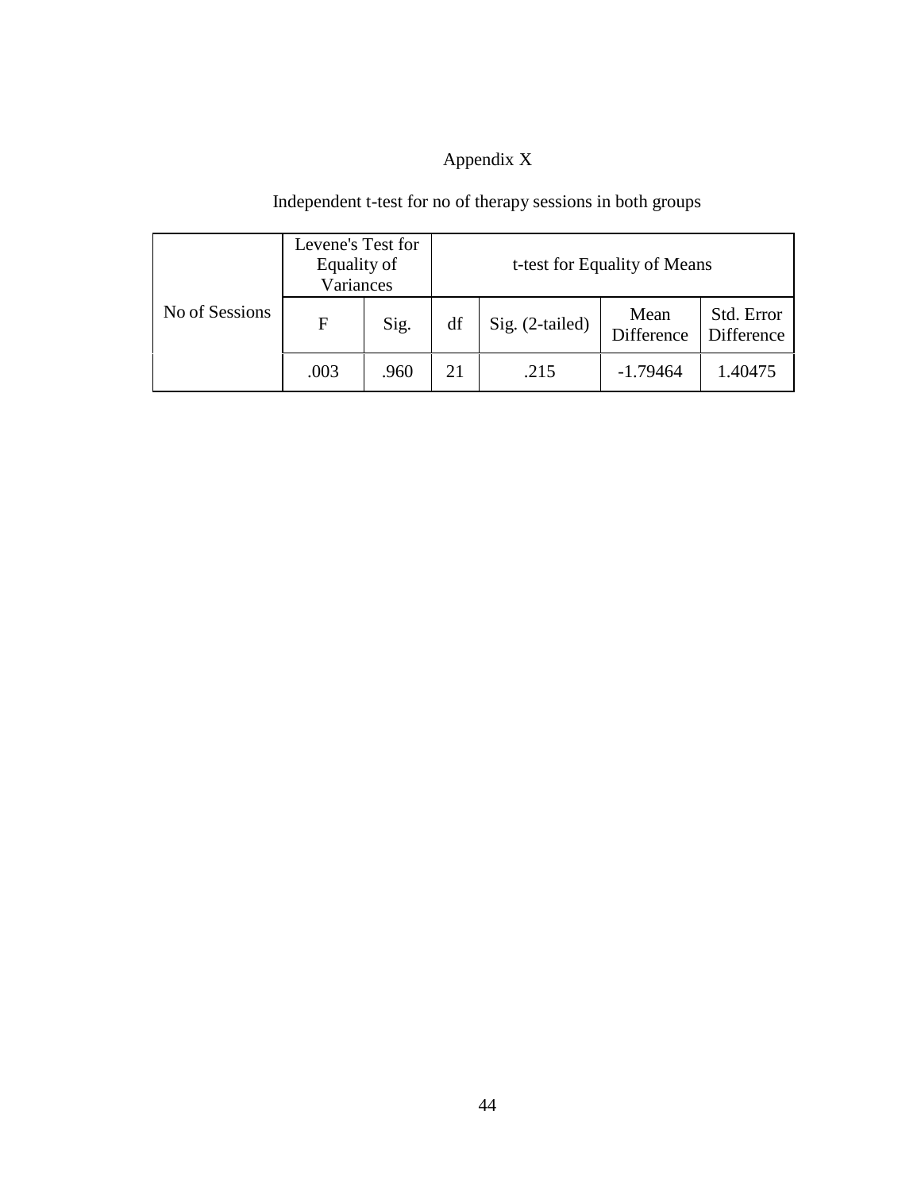# Appendix X

Independent t-test for no of therapy sessions in both groups

| No of Sessions | Levene's Test for Equality of Variances | | t-test for Equality of Means | | | |
|---|---|---|---|---|---|---|
| | F | Sig. | df | Sig. (2-tailed) | Mean Difference | Std. Error Difference |
| | .003 | .960 | 21 | .215 | -1.79464 | 1.40475 |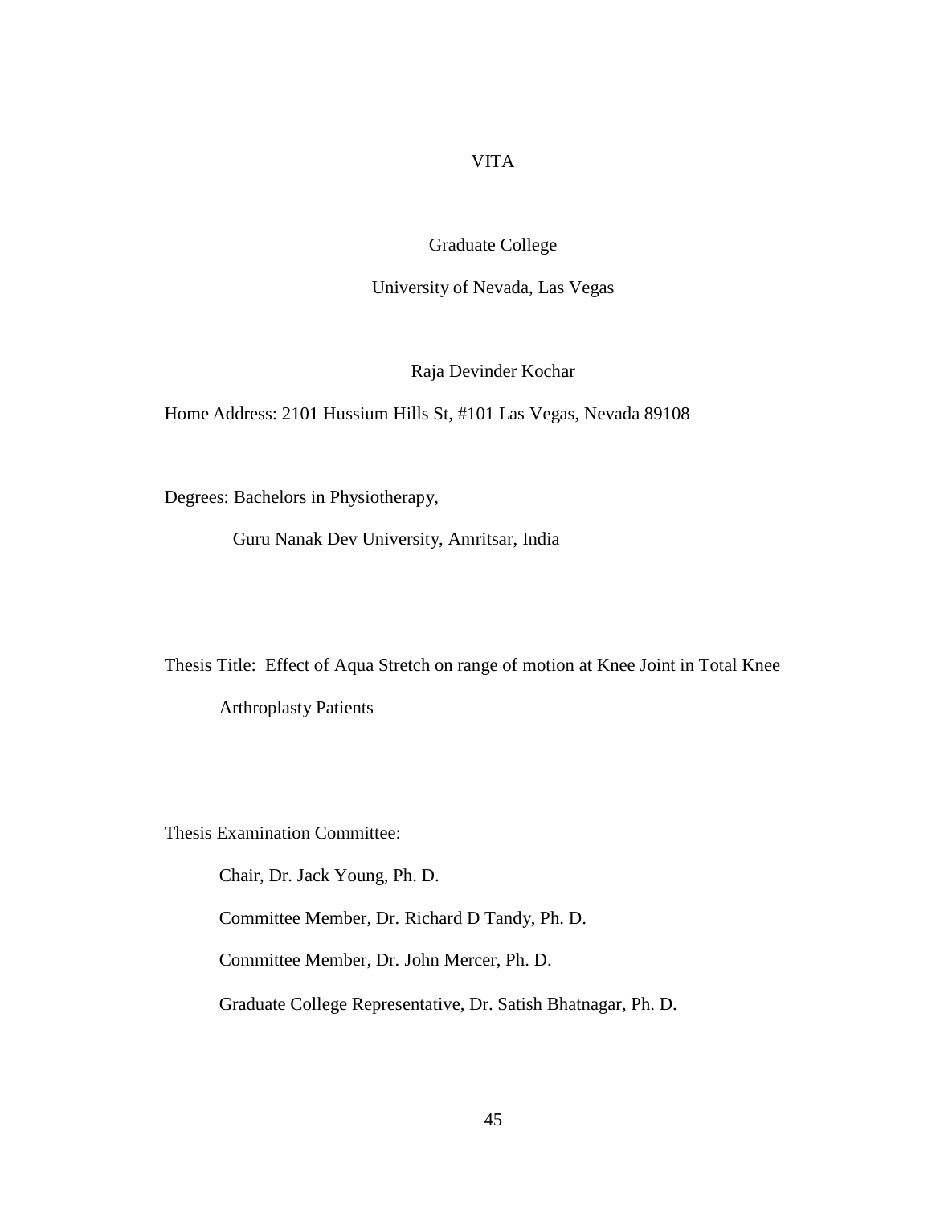# VITA

Graduate College

University of Nevada, Las Vegas

Raja Devinder Kochar

Home Address: 2101 Hussium Hills St, #101 Las Vegas, Nevada 89108

Degrees: Bachelors in Physiotherapy,

Guru Nanak Dev University, Amritsar, India

Thesis Title: Effect of Aqua Stretch on range of motion at Knee Joint in Total Knee Arthroplasty Patients

Thesis Examination Committee:

Chair, Dr. Jack Young, Ph. D.

Committee Member, Dr. Richard D Tandy, Ph. D.

Committee Member, Dr. John Mercer, Ph. D.

Graduate College Representative, Dr. Satish Bhatnagar, Ph. D.